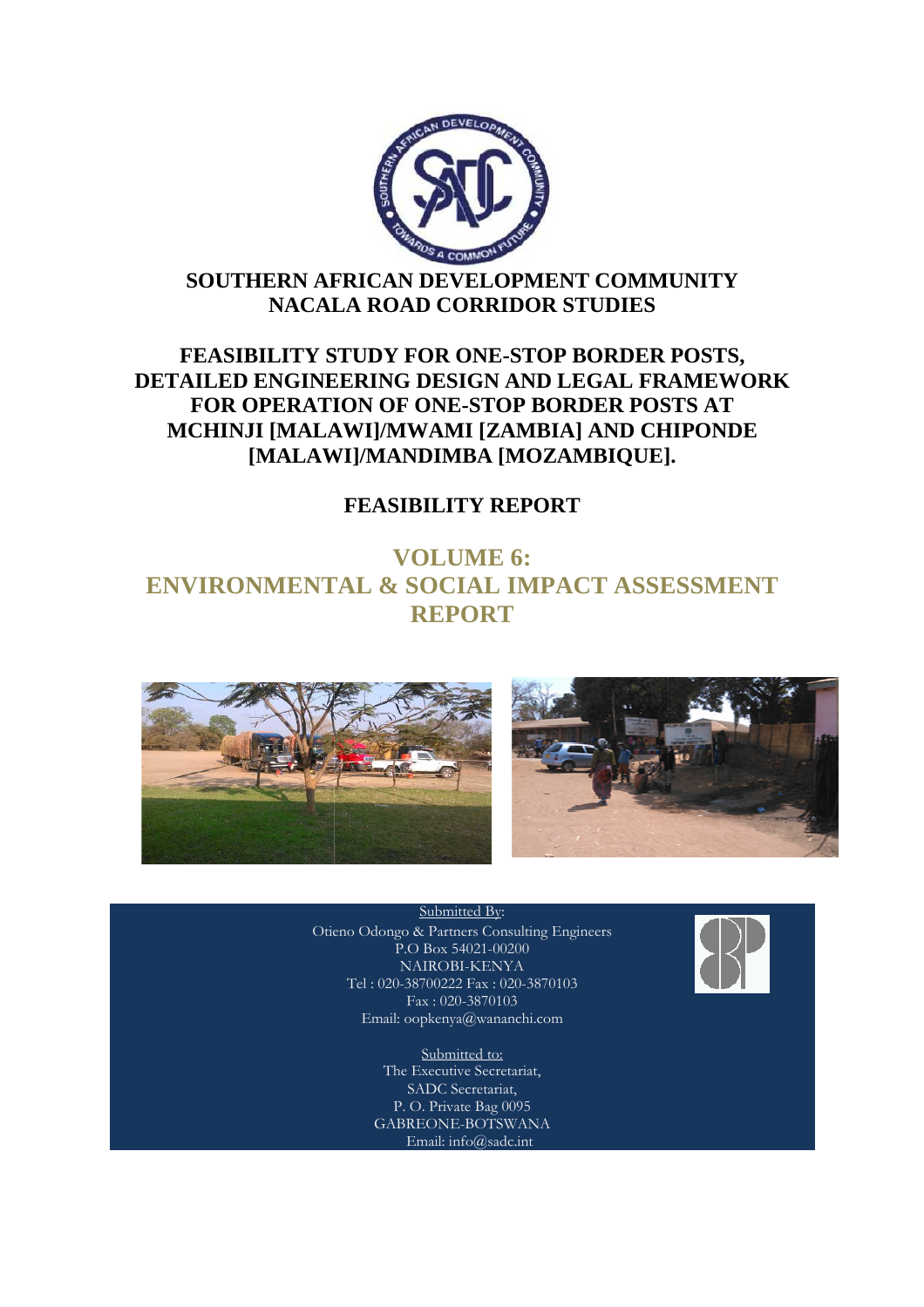**SOUTHERN AFRICAN DEVELOPMENT COMMUNITY**
**NACALA ROAD CORRIDOR STUDIES**

# FEASIBILITY STUDY FOR ONE-STOP BORDER POSTS, DETAILED ENGINEERING DESIGN AND LEGAL FRAMEWORK FOR OPERATION OF ONE-STOP BORDER POSTS AT MCHINJI [MALAWI]/MWAMI [ZAMBIA] AND CHIPONDE [MALAWI]/MANDIMBA [MOZAMBIQUE].

## FEASIBILITY REPORT

## VOLUME 6: ENVIRONMENTAL & SOCIAL IMPACT ASSESSMENT REPORT

Submitted By:
Otieno Odongo & Partners Consulting Engineers
P.O Box 54021-00200
NAIROBI-KENYA
Tel : 020-38700222 Fax : 020-3870103
Fax : 020-3870103
Email: oopkenya@wananchi.com

Submitted to:
The Executive Secretariat,
SADC Secretariat,
P. O. Private Bag 0095
GABREONE-BOTSWANA
Email: info@sadc.int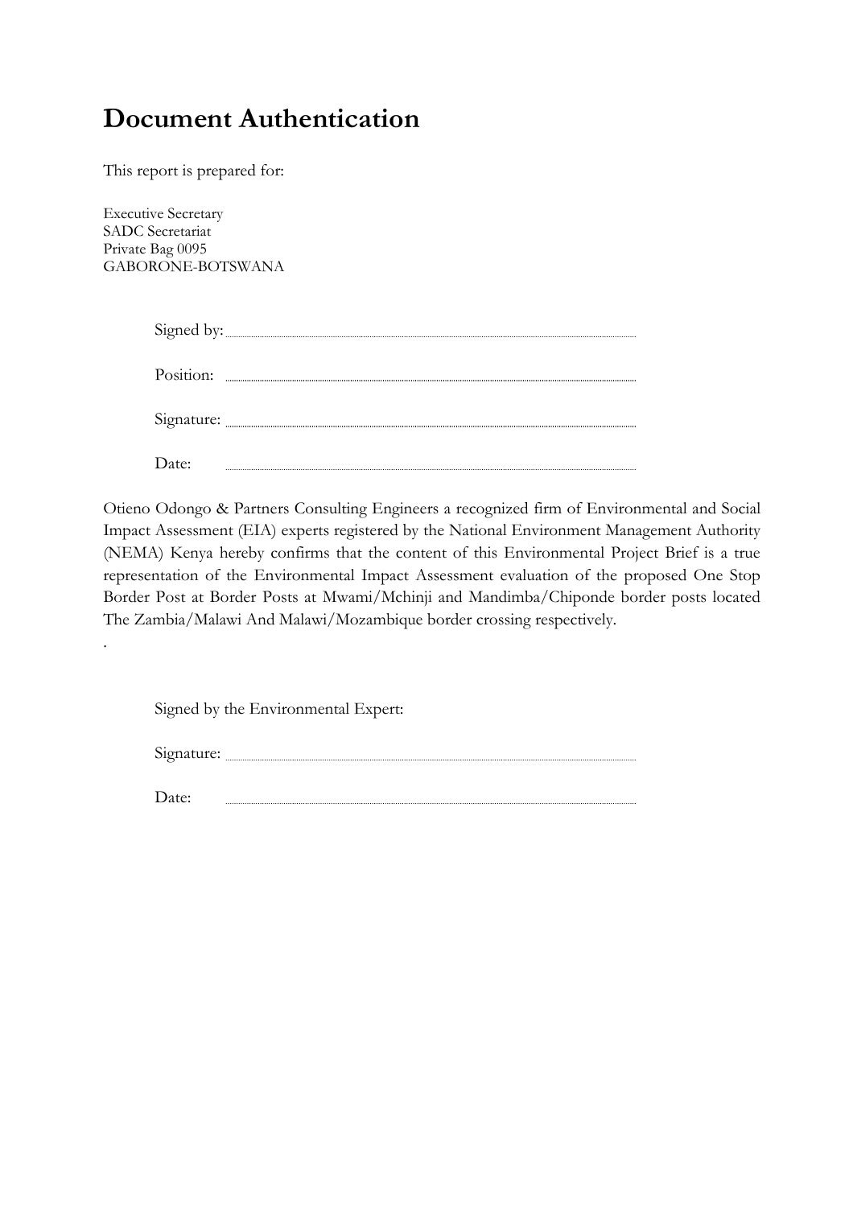# Document Authentication

This report is prepared for:

Executive Secretary
SADC Secretariat
Private Bag 0095
GABORONE-BOTSWANA

Signed by: ..............................................................................................

Position: ..............................................................................................

Signature: ..............................................................................................

Date: ..............................................................................................

Otieno Odongo & Partners Consulting Engineers a recognized firm of Environmental and Social Impact Assessment (EIA) experts registered by the National Environment Management Authority (NEMA) Kenya hereby confirms that the content of this Environmental Project Brief is a true representation of the Environmental Impact Assessment evaluation of the proposed One Stop Border Post at Border Posts at Mwami/Mchinji and Mandimba/Chiponde border posts located The Zambia/Malawi And Malawi/Mozambique border crossing respectively.

.

Signed by the Environmental Expert:

Signature: ..............................................................................................

Date: ..............................................................................................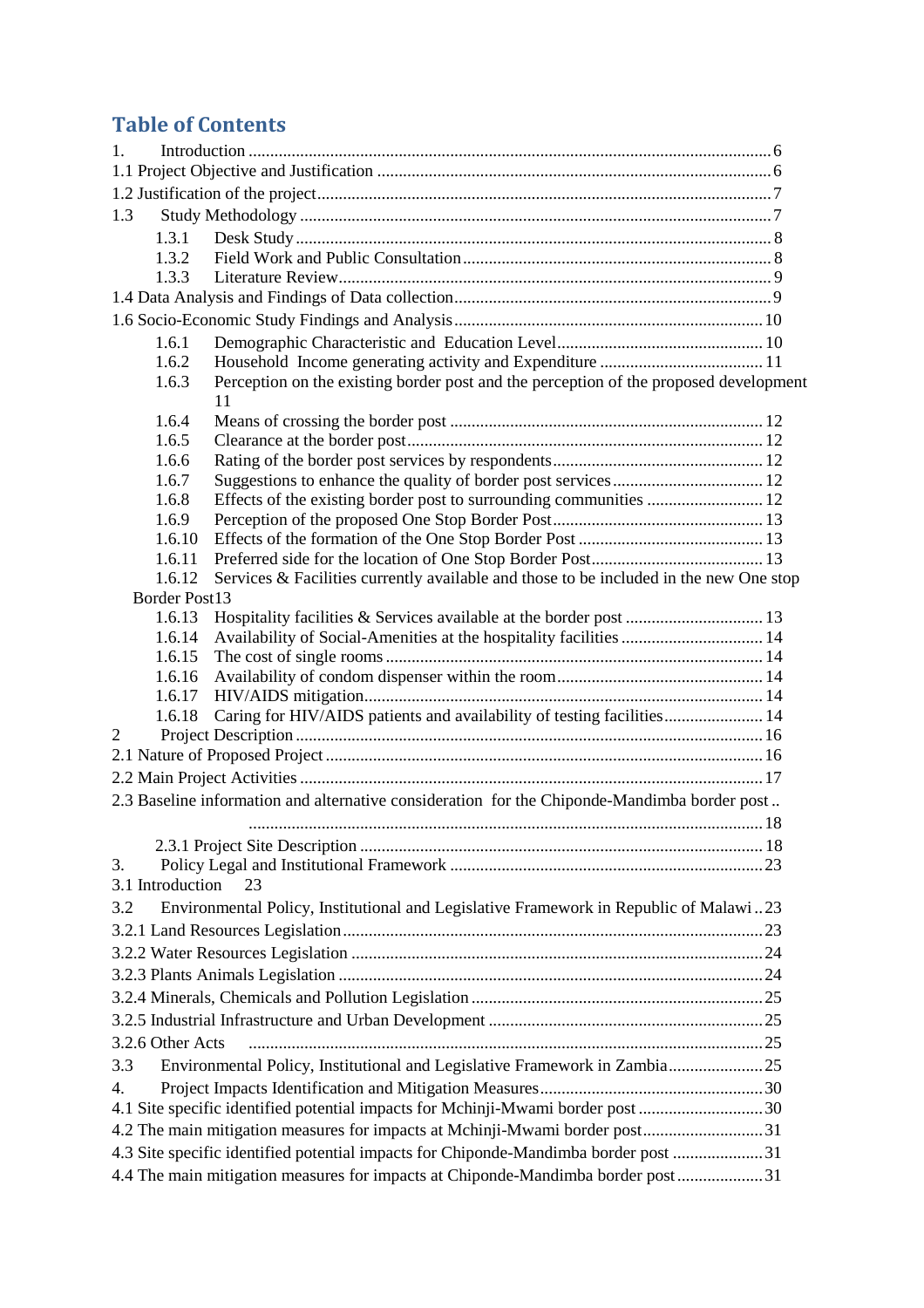# Table of Contents

1. Introduction ........ 6
1.1 Project Objective and Justification ........ 6
1.2 Justification of the project ........ 7
1.3 Study Methodology ........ 7
- 1.3.1 Desk Study ........ 8
- 1.3.2 Field Work and Public Consultation ........ 8
- 1.3.3 Literature Review ........ 9

1.4 Data Analysis and Findings of Data collection ........ 9
1.6 Socio-Economic Study Findings and Analysis ........ 10
- 1.6.1 Demographic Characteristic and Education Level ........ 10
- 1.6.2 Household Income generating activity and Expenditure ........ 11
- 1.6.3 Perception on the existing border post and the perception of the proposed development 11
- 1.6.4 Means of crossing the border post ........ 12
- 1.6.5 Clearance at the border post ........ 12
- 1.6.6 Rating of the border post services by respondents ........ 12
- 1.6.7 Suggestions to enhance the quality of border post services ........ 12
- 1.6.8 Effects of the existing border post to surrounding communities ........ 12
- 1.6.9 Perception of the proposed One Stop Border Post ........ 13
- 1.6.10 Effects of the formation of the One Stop Border Post ........ 13
- 1.6.11 Preferred side for the location of One Stop Border Post ........ 13
- 1.6.12 Services & Facilities currently available and those to be included in the new One stop Border Post 13
- 1.6.13 Hospitality facilities & Services available at the border post ........ 13
- 1.6.14 Availability of Social-Amenities at the hospitality facilities ........ 14
- 1.6.15 The cost of single rooms ........ 14
- 1.6.16 Availability of condom dispenser within the room ........ 14
- 1.6.17 HIV/AIDS mitigation ........ 14
- 1.6.18 Caring for HIV/AIDS patients and availability of testing facilities ........ 14

2 Project Description ........ 16
2.1 Nature of Proposed Project ........ 16
2.2 Main Project Activities ........ 17
2.3 Baseline information and alternative consideration for the Chiponde-Mandimba border post ........ 18
- 2.3.1 Project Site Description ........ 18

3. Policy Legal and Institutional Framework ........ 23
3.1 Introduction 23
3.2 Environmental Policy, Institutional and Legislative Framework in Republic of Malawi ........ 23
3.2.1 Land Resources Legislation ........ 23
3.2.2 Water Resources Legislation ........ 24
3.2.3 Plants Animals Legislation ........ 24
3.2.4 Minerals, Chemicals and Pollution Legislation ........ 25
3.2.5 Industrial Infrastructure and Urban Development ........ 25
3.2.6 Other Acts ........ 25
3.3 Environmental Policy, Institutional and Legislative Framework in Zambia ........ 25
4. Project Impacts Identification and Mitigation Measures ........ 30
4.1 Site specific identified potential impacts for Mchinji-Mwami border post ........ 30
4.2 The main mitigation measures for impacts at Mchinji-Mwami border post ........ 31
4.3 Site specific identified potential impacts for Chiponde-Mandimba border post ........ 31
4.4 The main mitigation measures for impacts at Chiponde-Mandimba border post ........ 31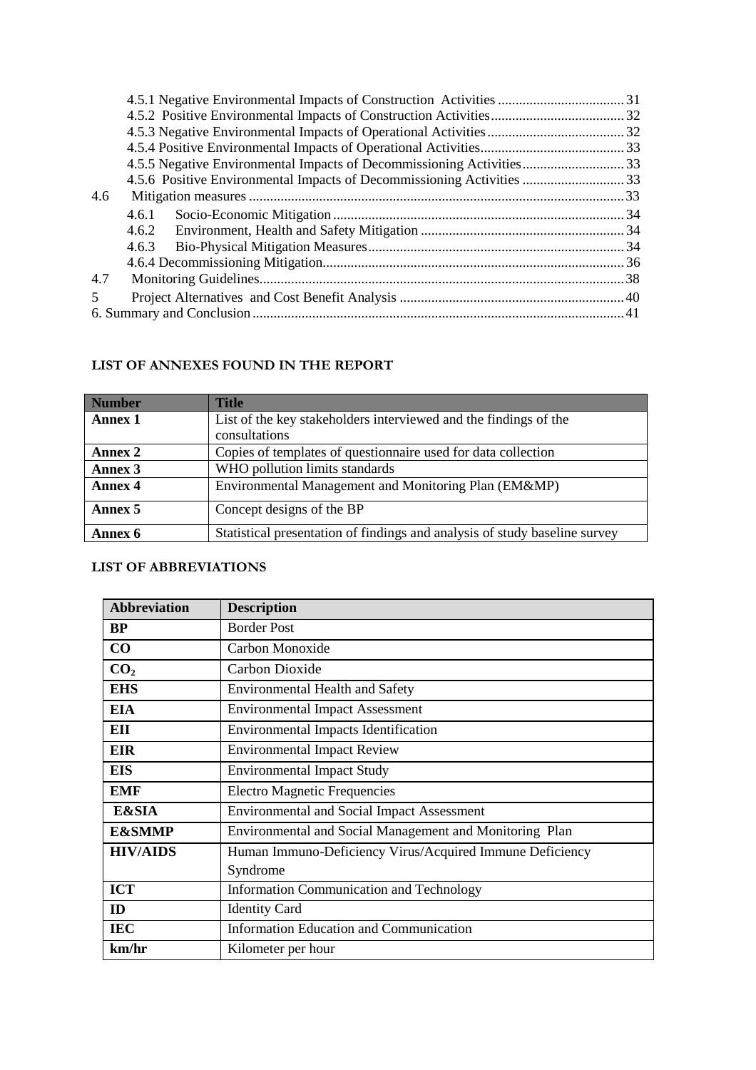4.5.1 Negative Environmental Impacts of Construction Activities .................................... 31
4.5.2 Positive Environmental Impacts of Construction Activities...................................... 32
4.5.3 Negative Environmental Impacts of Operational Activities....................................... 32
4.5.4 Positive Environmental Impacts of Operational Activities......................................... 33
4.5.5 Negative Environmental Impacts of Decommissioning Activities............................. 33
4.5.6 Positive Environmental Impacts of Decommissioning Activities ............................. 33
4.6 Mitigation measures ........................................................................................................ 33
4.6.1 Socio-Economic Mitigation .................................................................................. 34
4.6.2 Environment, Health and Safety Mitigation .......................................................... 34
4.6.3 Bio-Physical Mitigation Measures ......................................................................... 34
4.6.4 Decommissioning Mitigation...................................................................................... 36
4.7 Monitoring Guidelines...................................................................................................... 38
5 Project Alternatives and Cost Benefit Analysis ............................................................... 40
6. Summary and Conclusion ..................................................................................................... 41

## LIST OF ANNEXES FOUND IN THE REPORT

| Number | Title |
|---|---|
| **Annex 1** | List of the key stakeholders interviewed and the findings of the consultations |
| **Annex 2** | Copies of templates of questionnaire used for data collection |
| **Annex 3** | WHO pollution limits standards |
| **Annex 4** | Environmental Management and Monitoring Plan (EM&MP) |
| **Annex 5** | Concept designs of the BP |
| **Annex 6** | Statistical presentation of findings and analysis of study baseline survey |

## LIST OF ABBREVIATIONS

| Abbreviation | Description |
|---|---|
| **BP** | Border Post |
| **CO** | Carbon Monoxide |
| **$CO_2$** | Carbon Dioxide |
| **EHS** | Environmental Health and Safety |
| **EIA** | Environmental Impact Assessment |
| **EII** | Environmental Impacts Identification |
| **EIR** | Environmental Impact Review |
| **EIS** | Environmental Impact Study |
| **EMF** | Electro Magnetic Frequencies |
| **E&SIA** | Environmental and Social Impact Assessment |
| **E&SMMP** | Environmental and Social Management and Monitoring Plan |
| **HIV/AIDS** | Human Immuno-Deficiency Virus/Acquired Immune Deficiency Syndrome |
| **ICT** | Information Communication and Technology |
| **ID** | Identity Card |
| **IEC** | Information Education and Communication |
| **km/hr** | Kilometer per hour |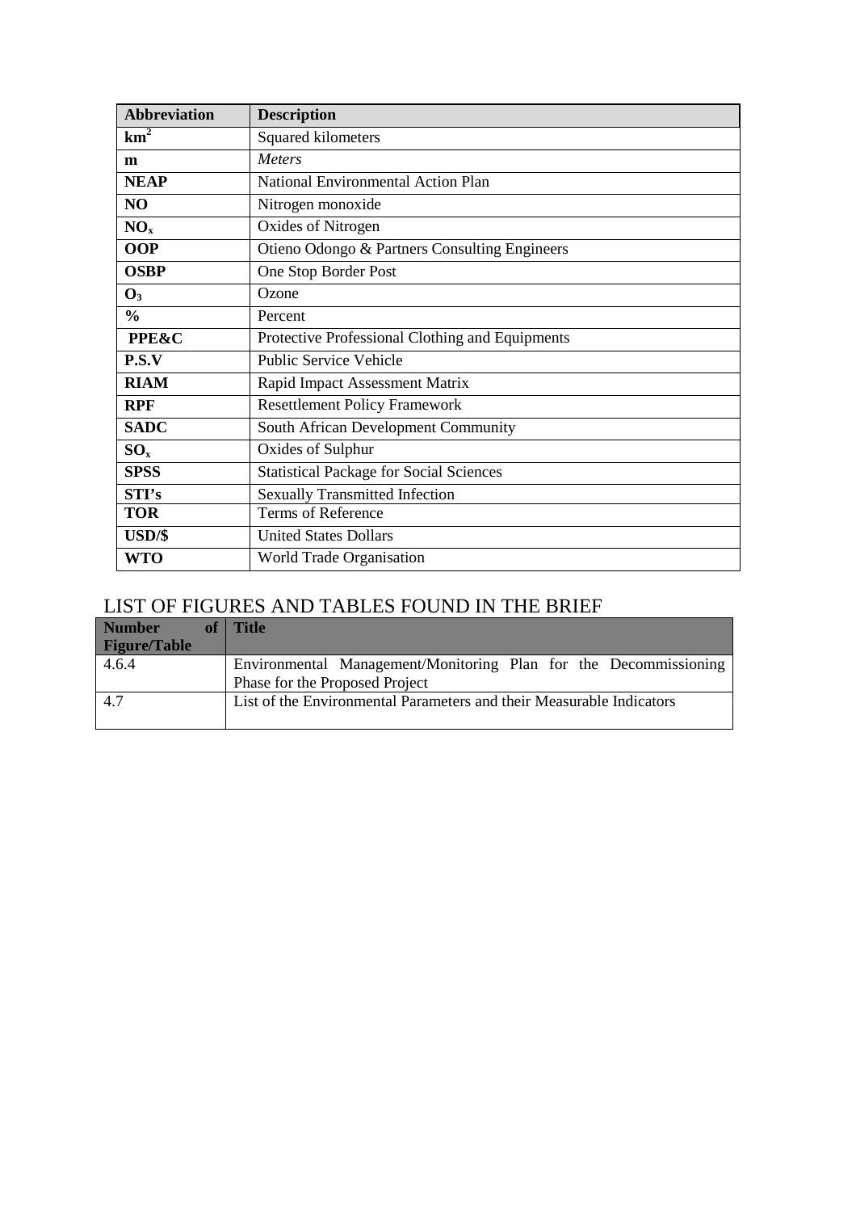| Abbreviation | Description |
|---|---|
| **$km^2$** | Squared kilometers |
| **m** | *Meters* |
| **NEAP** | National Environmental Action Plan |
| **NO** | Nitrogen monoxide |
| **$NO_x$** | Oxides of Nitrogen |
| **OOP** | Otieno Odongo & Partners Consulting Engineers |
| **OSBP** | One Stop Border Post |
| **$O_3$** | Ozone |
| **%** | Percent |
| **PPE&C** | Protective Professional Clothing and Equipments |
| **P.S.V** | Public Service Vehicle |
| **RIAM** | Rapid Impact Assessment Matrix |
| **RPF** | Resettlement Policy Framework |
| **SADC** | South African Development Community |
| **$SO_x$** | Oxides of Sulphur |
| **SPSS** | Statistical Package for Social Sciences |
| **STI's** | Sexually Transmitted Infection |
| **TOR** | Terms of Reference |
| **USD/$** | United States Dollars |
| **WTO** | World Trade Organisation |

## LIST OF FIGURES AND TABLES FOUND IN THE BRIEF

| Number of Figure/Table | Title |
|---|---|
| 4.6.4 | Environmental Management/Monitoring Plan for the Decommissioning Phase for the Proposed Project |
| 4.7 | List of the Environmental Parameters and their Measurable Indicators |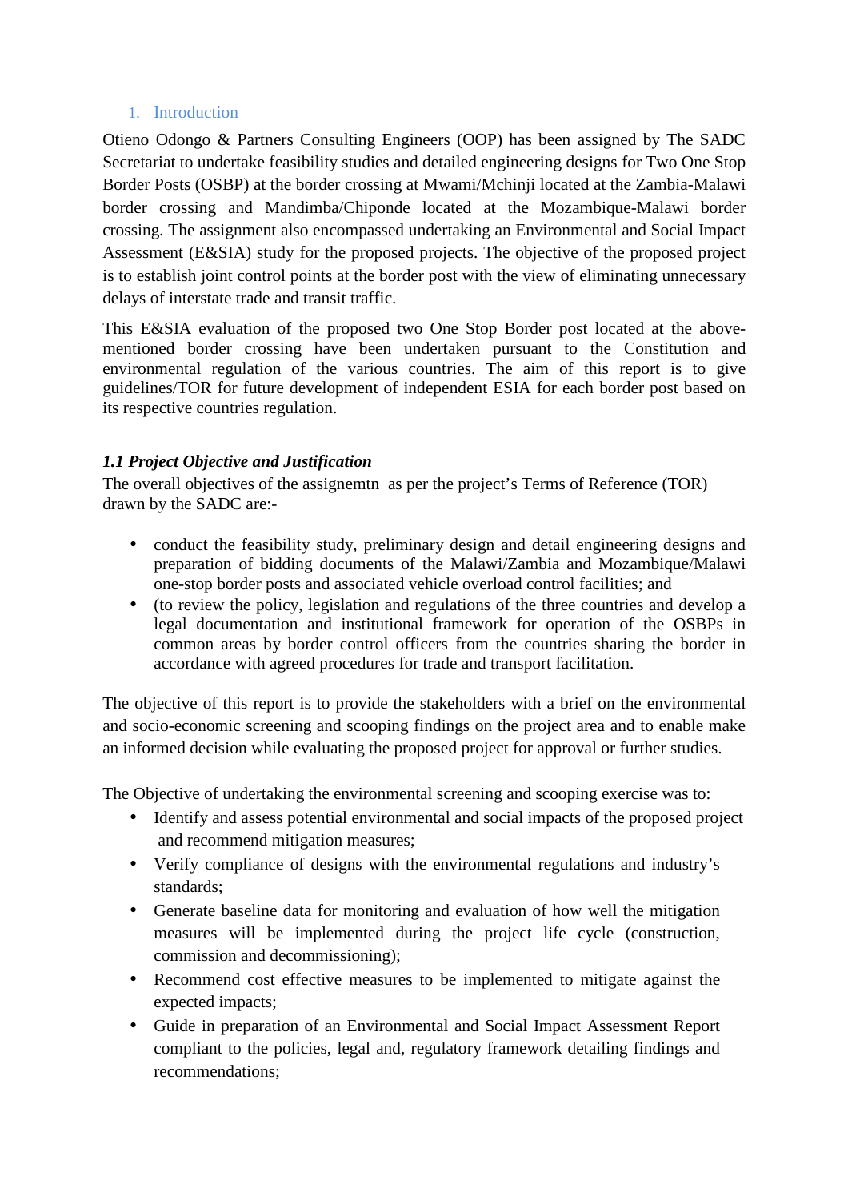# 1. Introduction

Otieno Odongo & Partners Consulting Engineers (OOP) has been assigned by The SADC Secretariat to undertake feasibility studies and detailed engineering designs for Two One Stop Border Posts (OSBP) at the border crossing at Mwami/Mchinji located at the Zambia-Malawi border crossing and Mandimba/Chiponde located at the Mozambique-Malawi border crossing. The assignment also encompassed undertaking an Environmental and Social Impact Assessment (E&SIA) study for the proposed projects. The objective of the proposed project is to establish joint control points at the border post with the view of eliminating unnecessary delays of interstate trade and transit traffic.

This E&SIA evaluation of the proposed two One Stop Border post located at the above-mentioned border crossing have been undertaken pursuant to the Constitution and environmental regulation of the various countries. The aim of this report is to give guidelines/TOR for future development of independent ESIA for each border post based on its respective countries regulation.

## *1.1 Project Objective and Justification*

The overall objectives of the assignemtn as per the project's Terms of Reference (TOR) drawn by the SADC are:-

- conduct the feasibility study, preliminary design and detail engineering designs and preparation of bidding documents of the Malawi/Zambia and Mozambique/Malawi one-stop border posts and associated vehicle overload control facilities; and
- (to review the policy, legislation and regulations of the three countries and develop a legal documentation and institutional framework for operation of the OSBPs in common areas by border control officers from the countries sharing the border in accordance with agreed procedures for trade and transport facilitation.

The objective of this report is to provide the stakeholders with a brief on the environmental and socio-economic screening and scooping findings on the project area and to enable make an informed decision while evaluating the proposed project for approval or further studies.

The Objective of undertaking the environmental screening and scooping exercise was to:

- Identify and assess potential environmental and social impacts of the proposed project and recommend mitigation measures;
- Verify compliance of designs with the environmental regulations and industry's standards;
- Generate baseline data for monitoring and evaluation of how well the mitigation measures will be implemented during the project life cycle (construction, commission and decommissioning);
- Recommend cost effective measures to be implemented to mitigate against the expected impacts;
- Guide in preparation of an Environmental and Social Impact Assessment Report compliant to the policies, legal and, regulatory framework detailing findings and recommendations;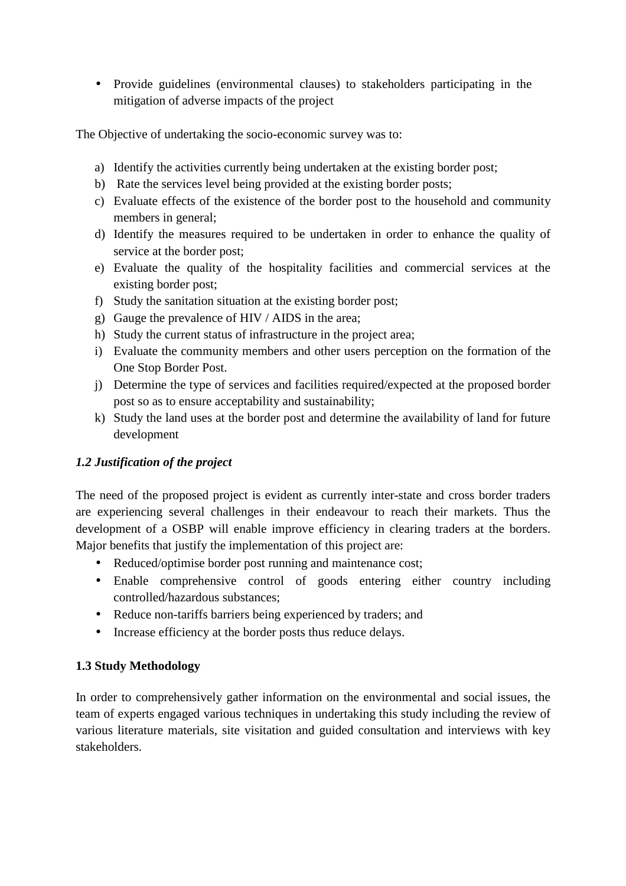- Provide guidelines (environmental clauses) to stakeholders participating in the mitigation of adverse impacts of the project

The Objective of undertaking the socio-economic survey was to:

a) Identify the activities currently being undertaken at the existing border post;
b) Rate the services level being provided at the existing border posts;
c) Evaluate effects of the existence of the border post to the household and community members in general;
d) Identify the measures required to be undertaken in order to enhance the quality of service at the border post;
e) Evaluate the quality of the hospitality facilities and commercial services at the existing border post;
f) Study the sanitation situation at the existing border post;
g) Gauge the prevalence of HIV / AIDS in the area;
h) Study the current status of infrastructure in the project area;
i) Evaluate the community members and other users perception on the formation of the One Stop Border Post.
j) Determine the type of services and facilities required/expected at the proposed border post so as to ensure acceptability and sustainability;
k) Study the land uses at the border post and determine the availability of land for future development

### *1.2 Justification of the project*

The need of the proposed project is evident as currently inter-state and cross border traders are experiencing several challenges in their endeavour to reach their markets. Thus the development of a OSBP will enable improve efficiency in clearing traders at the borders. Major benefits that justify the implementation of this project are:

- Reduced/optimise border post running and maintenance cost;
- Enable comprehensive control of goods entering either country including controlled/hazardous substances;
- Reduce non-tariffs barriers being experienced by traders; and
- Increase efficiency at the border posts thus reduce delays.

### 1.3 Study Methodology

In order to comprehensively gather information on the environmental and social issues, the team of experts engaged various techniques in undertaking this study including the review of various literature materials, site visitation and guided consultation and interviews with key stakeholders.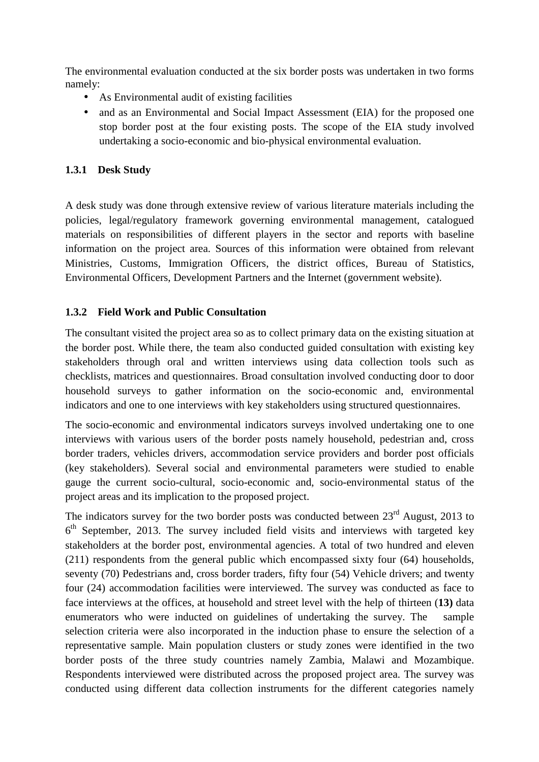The environmental evaluation conducted at the six border posts was undertaken in two forms namely:

- As Environmental audit of existing facilities
- and as an Environmental and Social Impact Assessment (EIA) for the proposed one stop border post at the four existing posts. The scope of the EIA study involved undertaking a socio-economic and bio-physical environmental evaluation.

### 1.3.1 Desk Study

A desk study was done through extensive review of various literature materials including the policies, legal/regulatory framework governing environmental management, catalogued materials on responsibilities of different players in the sector and reports with baseline information on the project area. Sources of this information were obtained from relevant Ministries, Customs, Immigration Officers, the district offices, Bureau of Statistics, Environmental Officers, Development Partners and the Internet (government website).

### 1.3.2 Field Work and Public Consultation

The consultant visited the project area so as to collect primary data on the existing situation at the border post. While there, the team also conducted guided consultation with existing key stakeholders through oral and written interviews using data collection tools such as checklists, matrices and questionnaires. Broad consultation involved conducting door to door household surveys to gather information on the socio-economic and, environmental indicators and one to one interviews with key stakeholders using structured questionnaires.

The socio-economic and environmental indicators surveys involved undertaking one to one interviews with various users of the border posts namely household, pedestrian and, cross border traders, vehicles drivers, accommodation service providers and border post officials (key stakeholders). Several social and environmental parameters were studied to enable gauge the current socio-cultural, socio-economic and, socio-environmental status of the project areas and its implication to the proposed project.

The indicators survey for the two border posts was conducted between 23rd August, 2013 to 6th September, 2013. The survey included field visits and interviews with targeted key stakeholders at the border post, environmental agencies. A total of two hundred and eleven (211) respondents from the general public which encompassed sixty four (64) households, seventy (70) Pedestrians and, cross border traders, fifty four (54) Vehicle drivers; and twenty four (24) accommodation facilities were interviewed. The survey was conducted as face to face interviews at the offices, at household and street level with the help of thirteen (**13)** data enumerators who were inducted on guidelines of undertaking the survey. The sample selection criteria were also incorporated in the induction phase to ensure the selection of a representative sample. Main population clusters or study zones were identified in the two border posts of the three study countries namely Zambia, Malawi and Mozambique. Respondents interviewed were distributed across the proposed project area. The survey was conducted using different data collection instruments for the different categories namely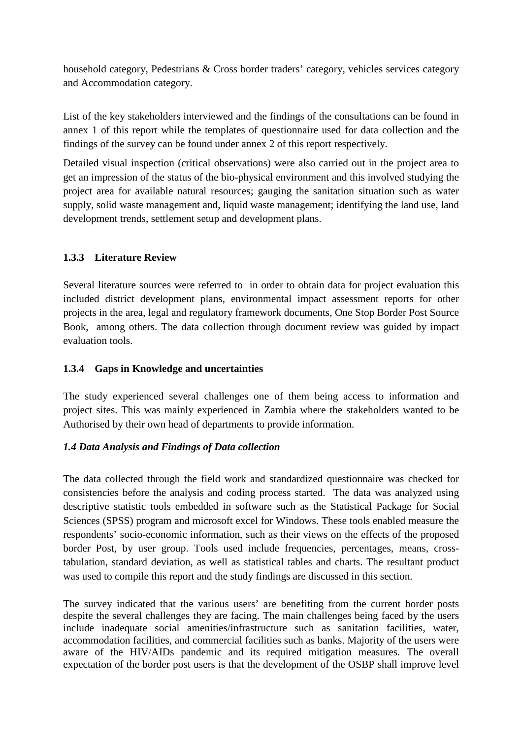household category, Pedestrians & Cross border traders' category, vehicles services category and Accommodation category.

List of the key stakeholders interviewed and the findings of the consultations can be found in annex 1 of this report while the templates of questionnaire used for data collection and the findings of the survey can be found under annex 2 of this report respectively.

Detailed visual inspection (critical observations) were also carried out in the project area to get an impression of the status of the bio-physical environment and this involved studying the project area for available natural resources; gauging the sanitation situation such as water supply, solid waste management and, liquid waste management; identifying the land use, land development trends, settlement setup and development plans.

### 1.3.3 Literature Review

Several literature sources were referred to in order to obtain data for project evaluation this included district development plans, environmental impact assessment reports for other projects in the area, legal and regulatory framework documents, One Stop Border Post Source Book, among others. The data collection through document review was guided by impact evaluation tools.

### 1.3.4 Gaps in Knowledge and uncertainties

The study experienced several challenges one of them being access to information and project sites. This was mainly experienced in Zambia where the stakeholders wanted to be Authorised by their own head of departments to provide information.

## *1.4 Data Analysis and Findings of Data collection*

The data collected through the field work and standardized questionnaire was checked for consistencies before the analysis and coding process started. The data was analyzed using descriptive statistic tools embedded in software such as the Statistical Package for Social Sciences (SPSS) program and microsoft excel for Windows. These tools enabled measure the respondents' socio-economic information, such as their views on the effects of the proposed border Post, by user group. Tools used include frequencies, percentages, means, cross-tabulation, standard deviation, as well as statistical tables and charts. The resultant product was used to compile this report and the study findings are discussed in this section.

The survey indicated that the various users' are benefiting from the current border posts despite the several challenges they are facing. The main challenges being faced by the users include inadequate social amenities/infrastructure such as sanitation facilities, water, accommodation facilities, and commercial facilities such as banks. Majority of the users were aware of the HIV/AIDs pandemic and its required mitigation measures. The overall expectation of the border post users is that the development of the OSBP shall improve level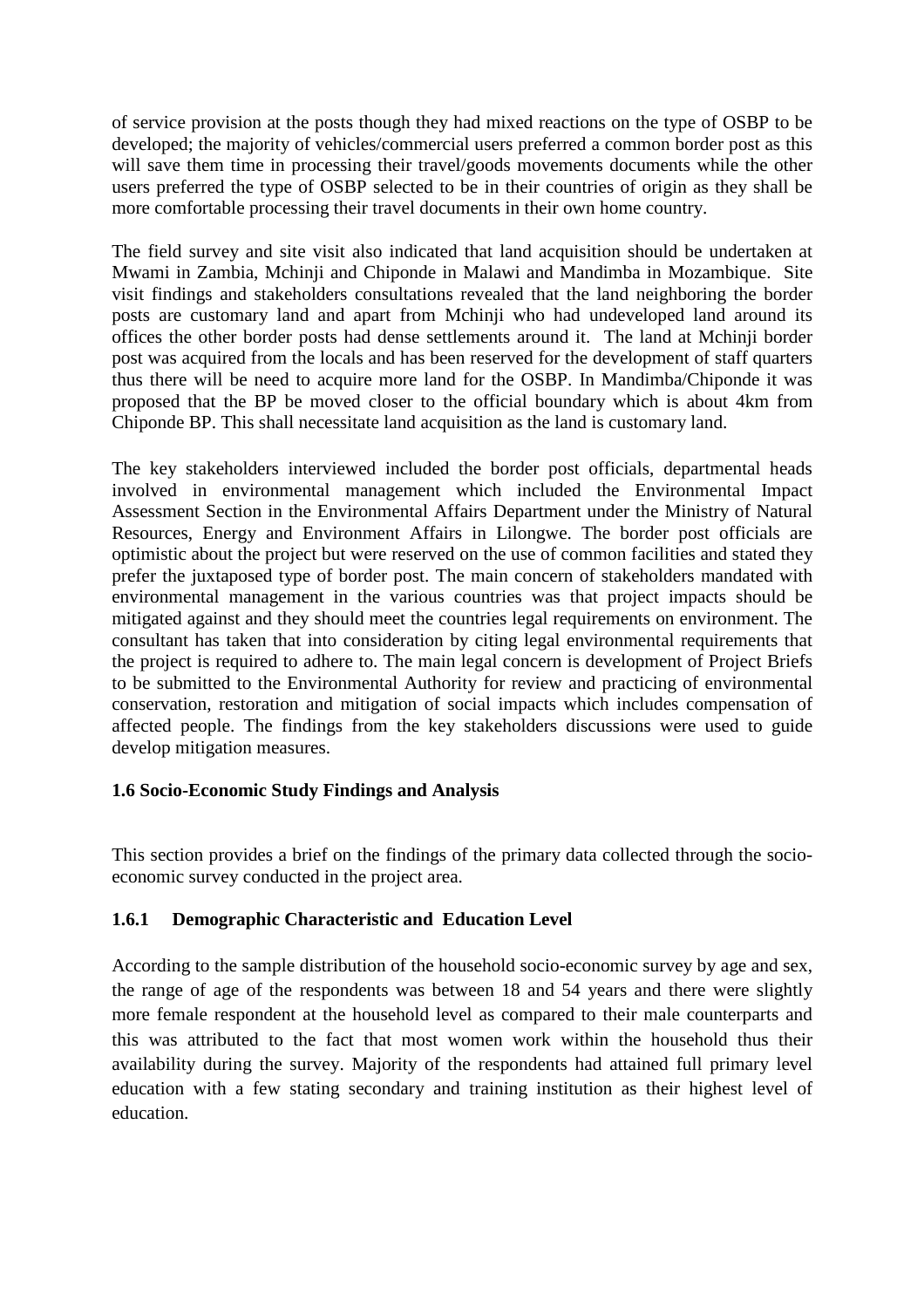of service provision at the posts though they had mixed reactions on the type of OSBP to be developed; the majority of vehicles/commercial users preferred a common border post as this will save them time in processing their travel/goods movements documents while the other users preferred the type of OSBP selected to be in their countries of origin as they shall be more comfortable processing their travel documents in their own home country.

The field survey and site visit also indicated that land acquisition should be undertaken at Mwami in Zambia, Mchinji and Chiponde in Malawi and Mandimba in Mozambique. Site visit findings and stakeholders consultations revealed that the land neighboring the border posts are customary land and apart from Mchinji who had undeveloped land around its offices the other border posts had dense settlements around it. The land at Mchinji border post was acquired from the locals and has been reserved for the development of staff quarters thus there will be need to acquire more land for the OSBP. In Mandimba/Chiponde it was proposed that the BP be moved closer to the official boundary which is about 4km from Chiponde BP. This shall necessitate land acquisition as the land is customary land.

The key stakeholders interviewed included the border post officials, departmental heads involved in environmental management which included the Environmental Impact Assessment Section in the Environmental Affairs Department under the Ministry of Natural Resources, Energy and Environment Affairs in Lilongwe. The border post officials are optimistic about the project but were reserved on the use of common facilities and stated they prefer the juxtaposed type of border post. The main concern of stakeholders mandated with environmental management in the various countries was that project impacts should be mitigated against and they should meet the countries legal requirements on environment. The consultant has taken that into consideration by citing legal environmental requirements that the project is required to adhere to. The main legal concern is development of Project Briefs to be submitted to the Environmental Authority for review and practicing of environmental conservation, restoration and mitigation of social impacts which includes compensation of affected people. The findings from the key stakeholders discussions were used to guide develop mitigation measures.

### 1.6 Socio-Economic Study Findings and Analysis

This section provides a brief on the findings of the primary data collected through the socio-economic survey conducted in the project area.

#### 1.6.1 Demographic Characteristic and Education Level

According to the sample distribution of the household socio-economic survey by age and sex, the range of age of the respondents was between 18 and 54 years and there were slightly more female respondent at the household level as compared to their male counterparts and this was attributed to the fact that most women work within the household thus their availability during the survey. Majority of the respondents had attained full primary level education with a few stating secondary and training institution as their highest level of education.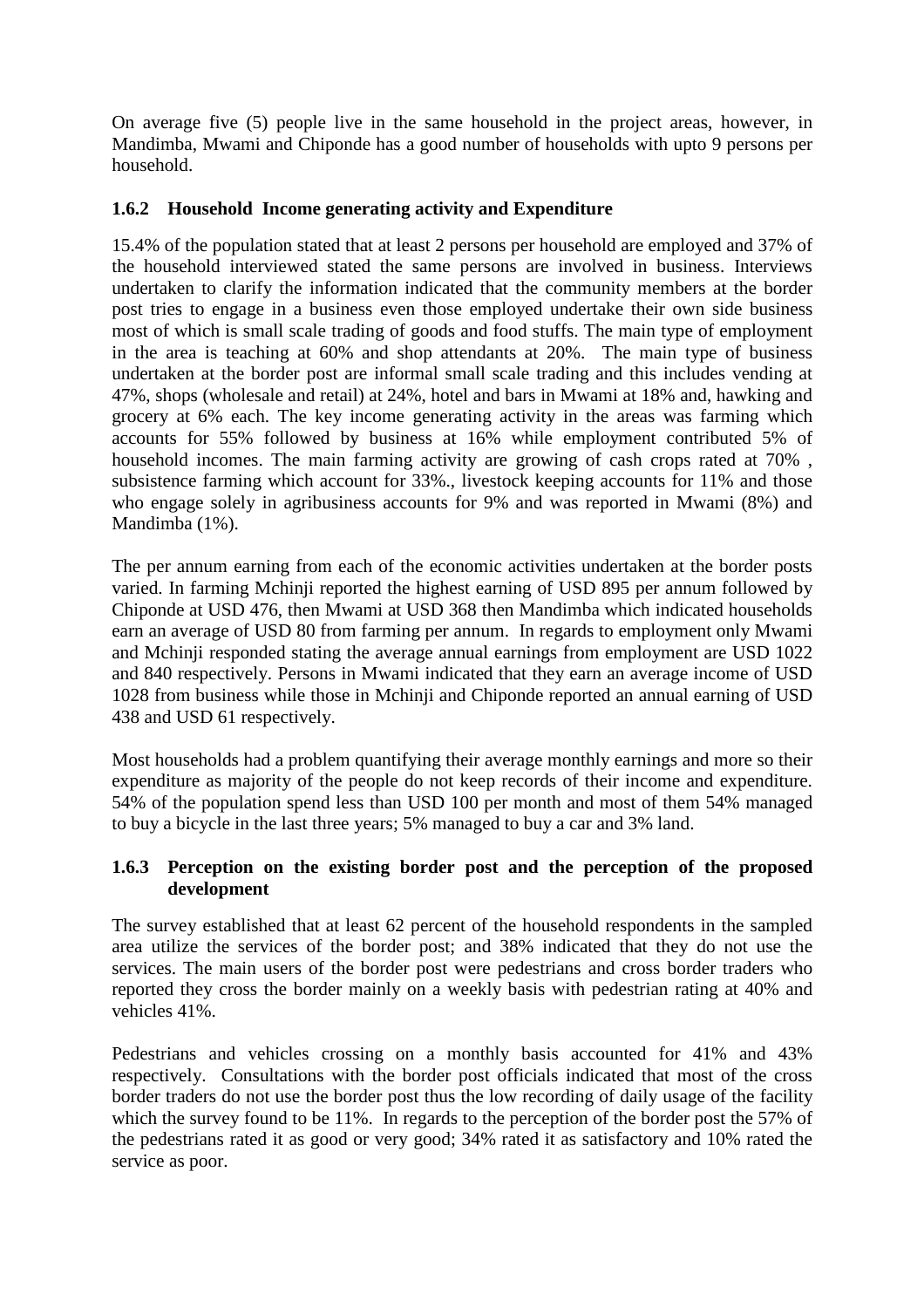On average five (5) people live in the same household in the project areas, however, in Mandimba, Mwami and Chiponde has a good number of households with upto 9 persons per household.

### 1.6.2 Household Income generating activity and Expenditure

15.4% of the population stated that at least 2 persons per household are employed and 37% of the household interviewed stated the same persons are involved in business. Interviews undertaken to clarify the information indicated that the community members at the border post tries to engage in a business even those employed undertake their own side business most of which is small scale trading of goods and food stuffs. The main type of employment in the area is teaching at 60% and shop attendants at 20%. The main type of business undertaken at the border post are informal small scale trading and this includes vending at 47%, shops (wholesale and retail) at 24%, hotel and bars in Mwami at 18% and, hawking and grocery at 6% each. The key income generating activity in the areas was farming which accounts for 55% followed by business at 16% while employment contributed 5% of household incomes. The main farming activity are growing of cash crops rated at 70% , subsistence farming which account for 33%., livestock keeping accounts for 11% and those who engage solely in agribusiness accounts for 9% and was reported in Mwami (8%) and Mandimba (1%).

The per annum earning from each of the economic activities undertaken at the border posts varied. In farming Mchinji reported the highest earning of USD 895 per annum followed by Chiponde at USD 476, then Mwami at USD 368 then Mandimba which indicated households earn an average of USD 80 from farming per annum. In regards to employment only Mwami and Mchinji responded stating the average annual earnings from employment are USD 1022 and 840 respectively. Persons in Mwami indicated that they earn an average income of USD 1028 from business while those in Mchinji and Chiponde reported an annual earning of USD 438 and USD 61 respectively.

Most households had a problem quantifying their average monthly earnings and more so their expenditure as majority of the people do not keep records of their income and expenditure. 54% of the population spend less than USD 100 per month and most of them 54% managed to buy a bicycle in the last three years; 5% managed to buy a car and 3% land.

### 1.6.3 Perception on the existing border post and the perception of the proposed development

The survey established that at least 62 percent of the household respondents in the sampled area utilize the services of the border post; and 38% indicated that they do not use the services. The main users of the border post were pedestrians and cross border traders who reported they cross the border mainly on a weekly basis with pedestrian rating at 40% and vehicles 41%.

Pedestrians and vehicles crossing on a monthly basis accounted for 41% and 43% respectively. Consultations with the border post officials indicated that most of the cross border traders do not use the border post thus the low recording of daily usage of the facility which the survey found to be 11%. In regards to the perception of the border post the 57% of the pedestrians rated it as good or very good; 34% rated it as satisfactory and 10% rated the service as poor.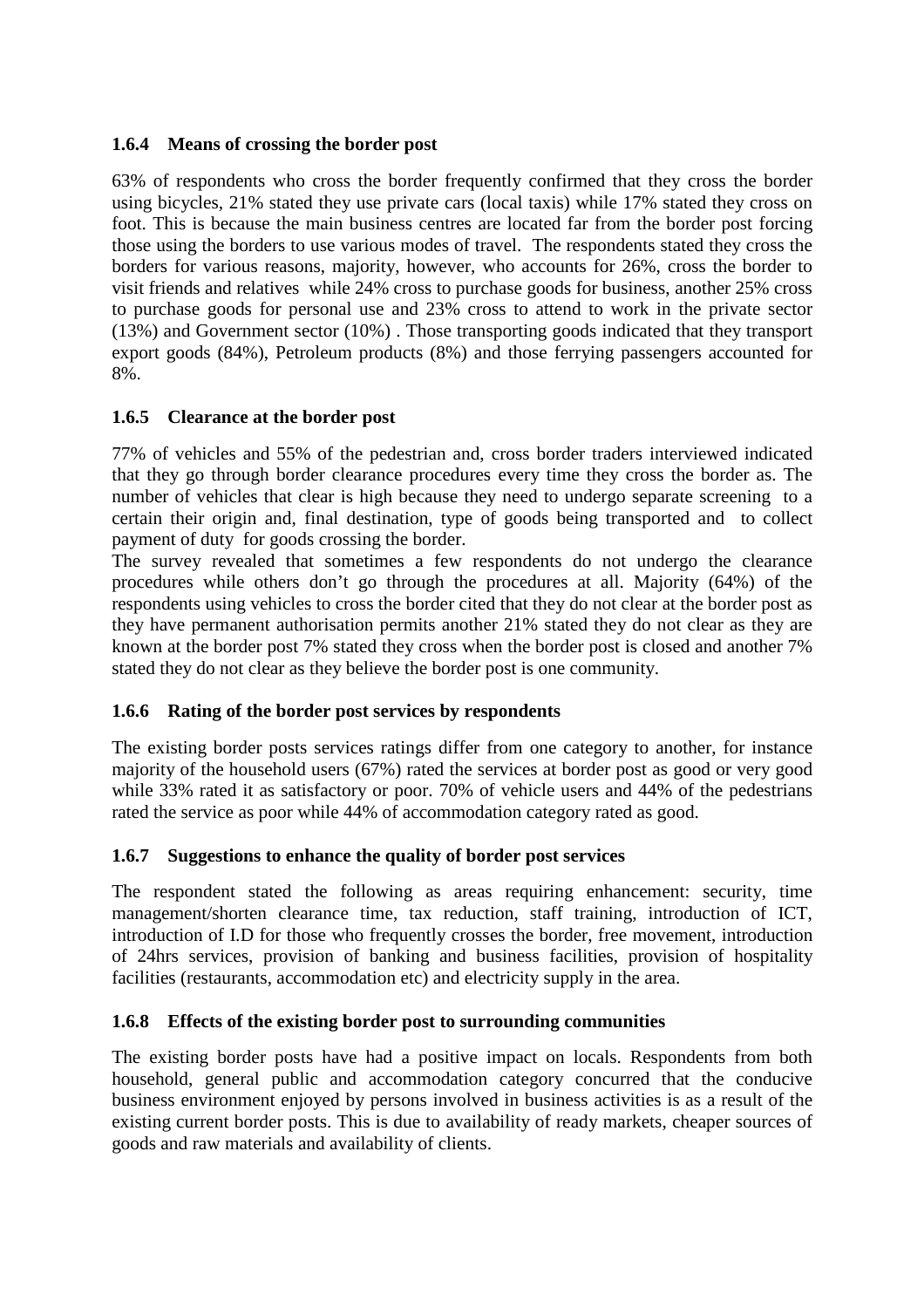### 1.6.4 Means of crossing the border post

63% of respondents who cross the border frequently confirmed that they cross the border using bicycles, 21% stated they use private cars (local taxis) while 17% stated they cross on foot. This is because the main business centres are located far from the border post forcing those using the borders to use various modes of travel. The respondents stated they cross the borders for various reasons, majority, however, who accounts for 26%, cross the border to visit friends and relatives while 24% cross to purchase goods for business, another 25% cross to purchase goods for personal use and 23% cross to attend to work in the private sector (13%) and Government sector (10%) . Those transporting goods indicated that they transport export goods (84%), Petroleum products (8%) and those ferrying passengers accounted for 8%.

### 1.6.5 Clearance at the border post

77% of vehicles and 55% of the pedestrian and, cross border traders interviewed indicated that they go through border clearance procedures every time they cross the border as. The number of vehicles that clear is high because they need to undergo separate screening to a certain their origin and, final destination, type of goods being transported and to collect payment of duty for goods crossing the border.

The survey revealed that sometimes a few respondents do not undergo the clearance procedures while others don't go through the procedures at all. Majority (64%) of the respondents using vehicles to cross the border cited that they do not clear at the border post as they have permanent authorisation permits another 21% stated they do not clear as they are known at the border post 7% stated they cross when the border post is closed and another 7% stated they do not clear as they believe the border post is one community.

### 1.6.6 Rating of the border post services by respondents

The existing border posts services ratings differ from one category to another, for instance majority of the household users (67%) rated the services at border post as good or very good while 33% rated it as satisfactory or poor. 70% of vehicle users and 44% of the pedestrians rated the service as poor while 44% of accommodation category rated as good.

### 1.6.7 Suggestions to enhance the quality of border post services

The respondent stated the following as areas requiring enhancement: security, time management/shorten clearance time, tax reduction, staff training, introduction of ICT, introduction of I.D for those who frequently crosses the border, free movement, introduction of 24hrs services, provision of banking and business facilities, provision of hospitality facilities (restaurants, accommodation etc) and electricity supply in the area.

### 1.6.8 Effects of the existing border post to surrounding communities

The existing border posts have had a positive impact on locals. Respondents from both household, general public and accommodation category concurred that the conducive business environment enjoyed by persons involved in business activities is as a result of the existing current border posts. This is due to availability of ready markets, cheaper sources of goods and raw materials and availability of clients.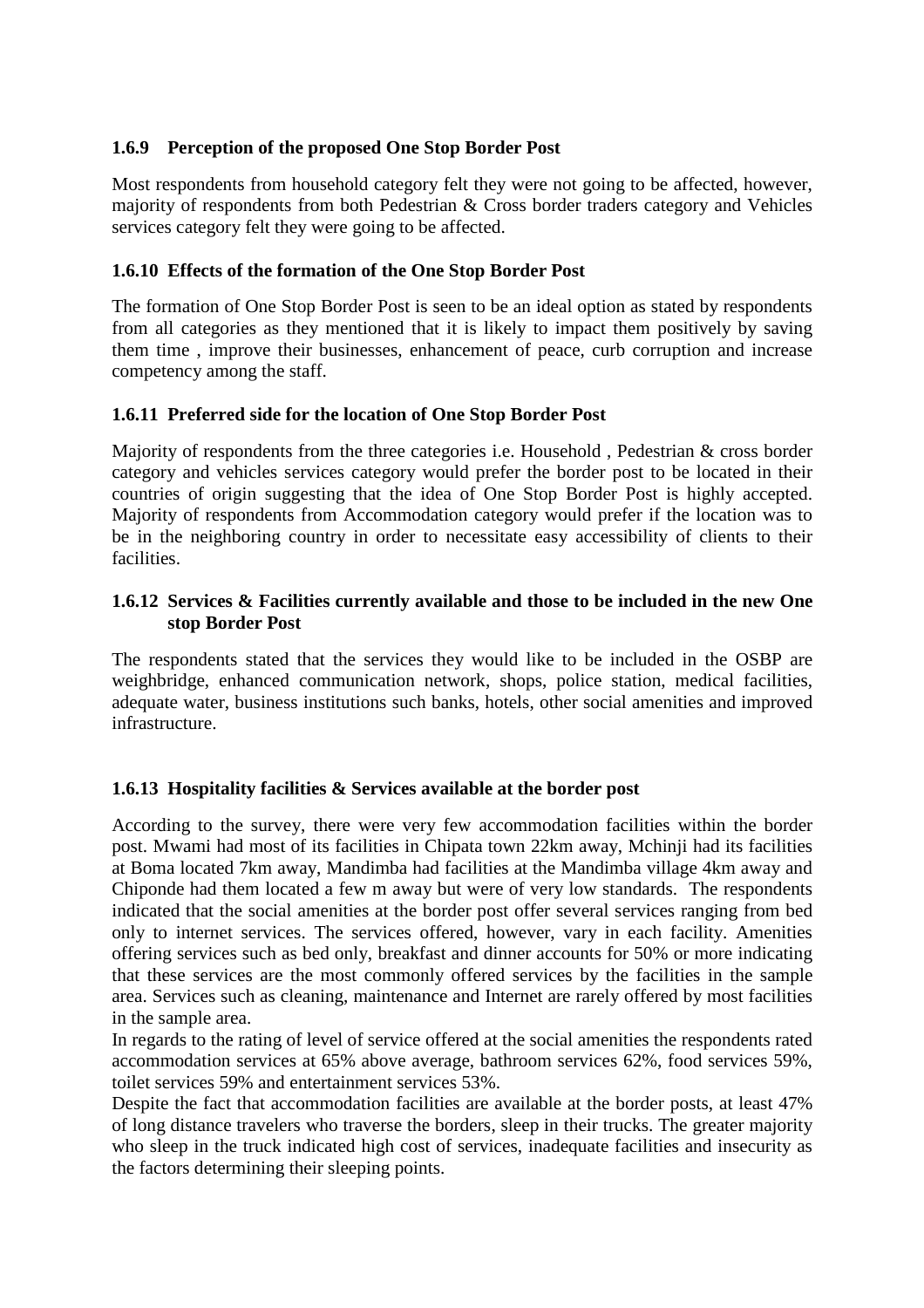### 1.6.9 Perception of the proposed One Stop Border Post

Most respondents from household category felt they were not going to be affected, however, majority of respondents from both Pedestrian & Cross border traders category and Vehicles services category felt they were going to be affected.

### 1.6.10 Effects of the formation of the One Stop Border Post

The formation of One Stop Border Post is seen to be an ideal option as stated by respondents from all categories as they mentioned that it is likely to impact them positively by saving them time , improve their businesses, enhancement of peace, curb corruption and increase competency among the staff.

### 1.6.11 Preferred side for the location of One Stop Border Post

Majority of respondents from the three categories i.e. Household , Pedestrian & cross border category and vehicles services category would prefer the border post to be located in their countries of origin suggesting that the idea of One Stop Border Post is highly accepted. Majority of respondents from Accommodation category would prefer if the location was to be in the neighboring country in order to necessitate easy accessibility of clients to their facilities.

### 1.6.12 Services & Facilities currently available and those to be included in the new One stop Border Post

The respondents stated that the services they would like to be included in the OSBP are weighbridge, enhanced communication network, shops, police station, medical facilities, adequate water, business institutions such banks, hotels, other social amenities and improved infrastructure.

### 1.6.13 Hospitality facilities & Services available at the border post

According to the survey, there were very few accommodation facilities within the border post. Mwami had most of its facilities in Chipata town 22km away, Mchinji had its facilities at Boma located 7km away, Mandimba had facilities at the Mandimba village 4km away and Chiponde had them located a few m away but were of very low standards. The respondents indicated that the social amenities at the border post offer several services ranging from bed only to internet services. The services offered, however, vary in each facility. Amenities offering services such as bed only, breakfast and dinner accounts for 50% or more indicating that these services are the most commonly offered services by the facilities in the sample area. Services such as cleaning, maintenance and Internet are rarely offered by most facilities in the sample area.

In regards to the rating of level of service offered at the social amenities the respondents rated accommodation services at 65% above average, bathroom services 62%, food services 59%, toilet services 59% and entertainment services 53%.

Despite the fact that accommodation facilities are available at the border posts, at least 47% of long distance travelers who traverse the borders, sleep in their trucks. The greater majority who sleep in the truck indicated high cost of services, inadequate facilities and insecurity as the factors determining their sleeping points.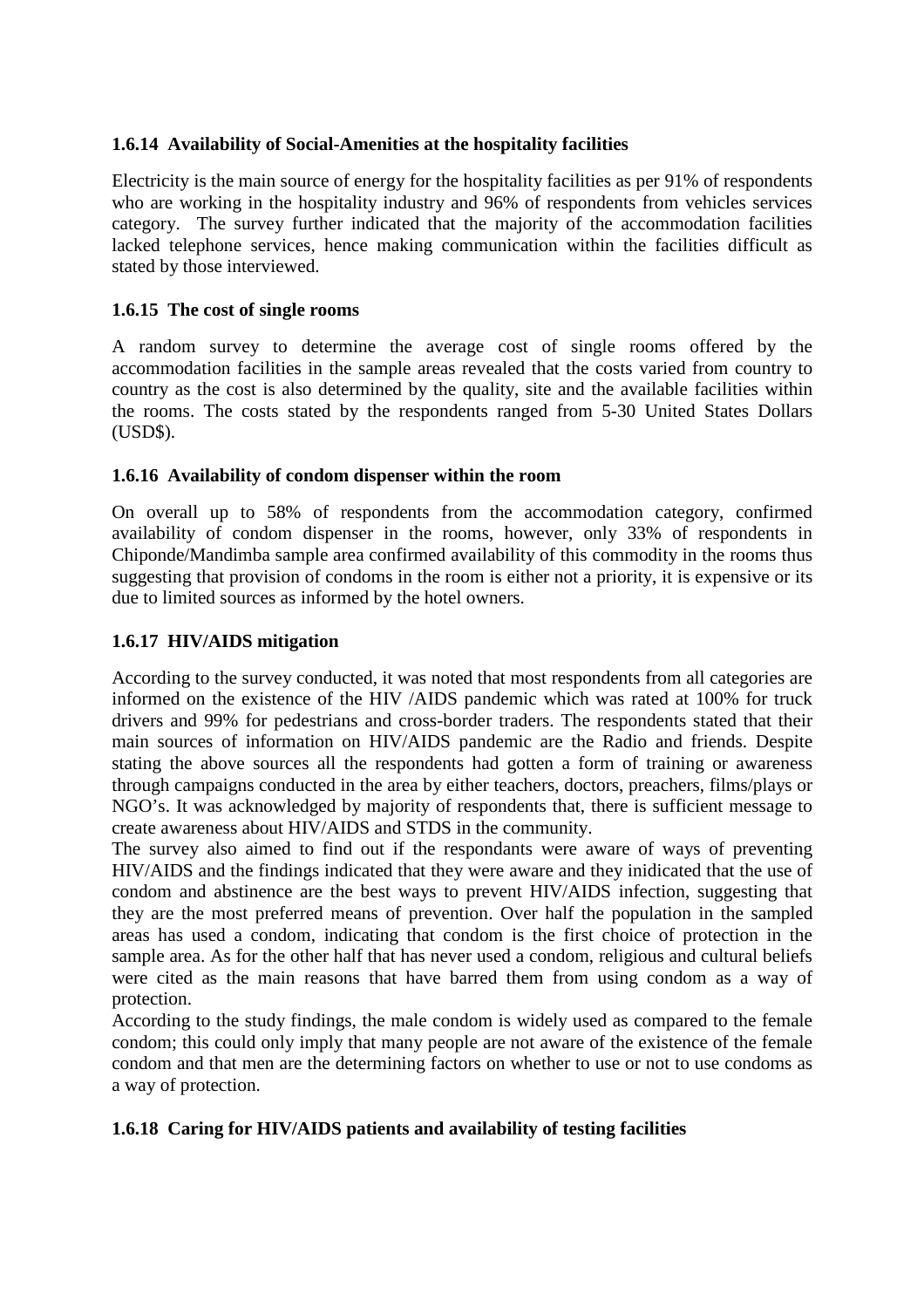### 1.6.14 Availability of Social-Amenities at the hospitality facilities

Electricity is the main source of energy for the hospitality facilities as per 91% of respondents who are working in the hospitality industry and 96% of respondents from vehicles services category. The survey further indicated that the majority of the accommodation facilities lacked telephone services, hence making communication within the facilities difficult as stated by those interviewed.

### 1.6.15 The cost of single rooms

A random survey to determine the average cost of single rooms offered by the accommodation facilities in the sample areas revealed that the costs varied from country to country as the cost is also determined by the quality, site and the available facilities within the rooms. The costs stated by the respondents ranged from 5-30 United States Dollars (USD$).

### 1.6.16 Availability of condom dispenser within the room

On overall up to 58% of respondents from the accommodation category, confirmed availability of condom dispenser in the rooms, however, only 33% of respondents in Chiponde/Mandimba sample area confirmed availability of this commodity in the rooms thus suggesting that provision of condoms in the room is either not a priority, it is expensive or its due to limited sources as informed by the hotel owners.

### 1.6.17 HIV/AIDS mitigation

According to the survey conducted, it was noted that most respondents from all categories are informed on the existence of the HIV /AIDS pandemic which was rated at 100% for truck drivers and 99% for pedestrians and cross-border traders. The respondents stated that their main sources of information on HIV/AIDS pandemic are the Radio and friends. Despite stating the above sources all the respondents had gotten a form of training or awareness through campaigns conducted in the area by either teachers, doctors, preachers, films/plays or NGO's. It was acknowledged by majority of respondents that, there is sufficient message to create awareness about HIV/AIDS and STDS in the community.

The survey also aimed to find out if the respondants were aware of ways of preventing HIV/AIDS and the findings indicated that they were aware and they inidicated that the use of condom and abstinence are the best ways to prevent HIV/AIDS infection, suggesting that they are the most preferred means of prevention. Over half the population in the sampled areas has used a condom, indicating that condom is the first choice of protection in the sample area. As for the other half that has never used a condom, religious and cultural beliefs were cited as the main reasons that have barred them from using condom as a way of protection.

According to the study findings, the male condom is widely used as compared to the female condom; this could only imply that many people are not aware of the existence of the female condom and that men are the determining factors on whether to use or not to use condoms as a way of protection.

### 1.6.18 Caring for HIV/AIDS patients and availability of testing facilities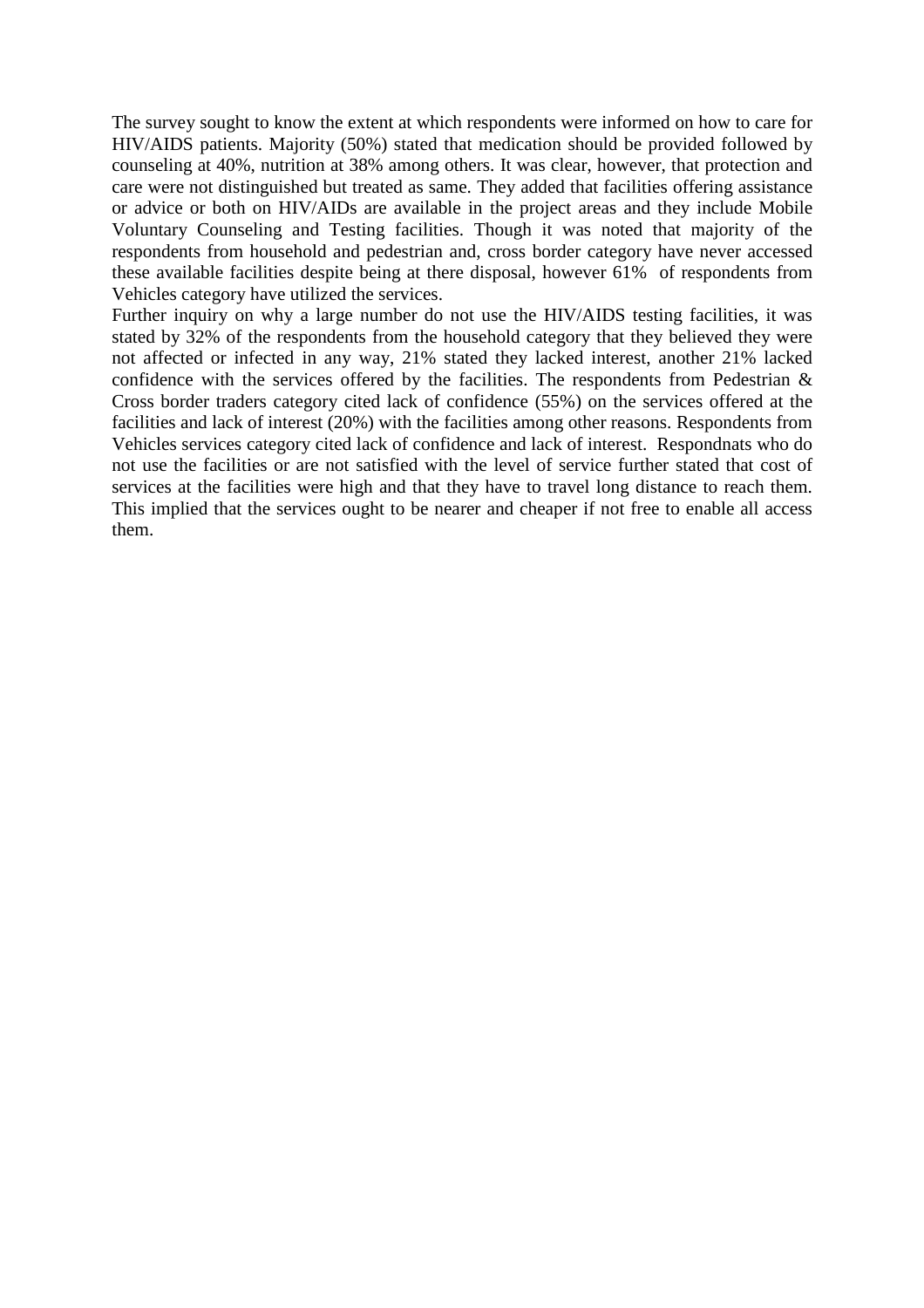The survey sought to know the extent at which respondents were informed on how to care for HIV/AIDS patients. Majority (50%) stated that medication should be provided followed by counseling at 40%, nutrition at 38% among others. It was clear, however, that protection and care were not distinguished but treated as same. They added that facilities offering assistance or advice or both on HIV/AIDs are available in the project areas and they include Mobile Voluntary Counseling and Testing facilities. Though it was noted that majority of the respondents from household and pedestrian and, cross border category have never accessed these available facilities despite being at there disposal, however 61% of respondents from Vehicles category have utilized the services.

Further inquiry on why a large number do not use the HIV/AIDS testing facilities, it was stated by 32% of the respondents from the household category that they believed they were not affected or infected in any way, 21% stated they lacked interest, another 21% lacked confidence with the services offered by the facilities. The respondents from Pedestrian & Cross border traders category cited lack of confidence (55%) on the services offered at the facilities and lack of interest (20%) with the facilities among other reasons. Respondents from Vehicles services category cited lack of confidence and lack of interest. Respondnats who do not use the facilities or are not satisfied with the level of service further stated that cost of services at the facilities were high and that they have to travel long distance to reach them. This implied that the services ought to be nearer and cheaper if not free to enable all access them.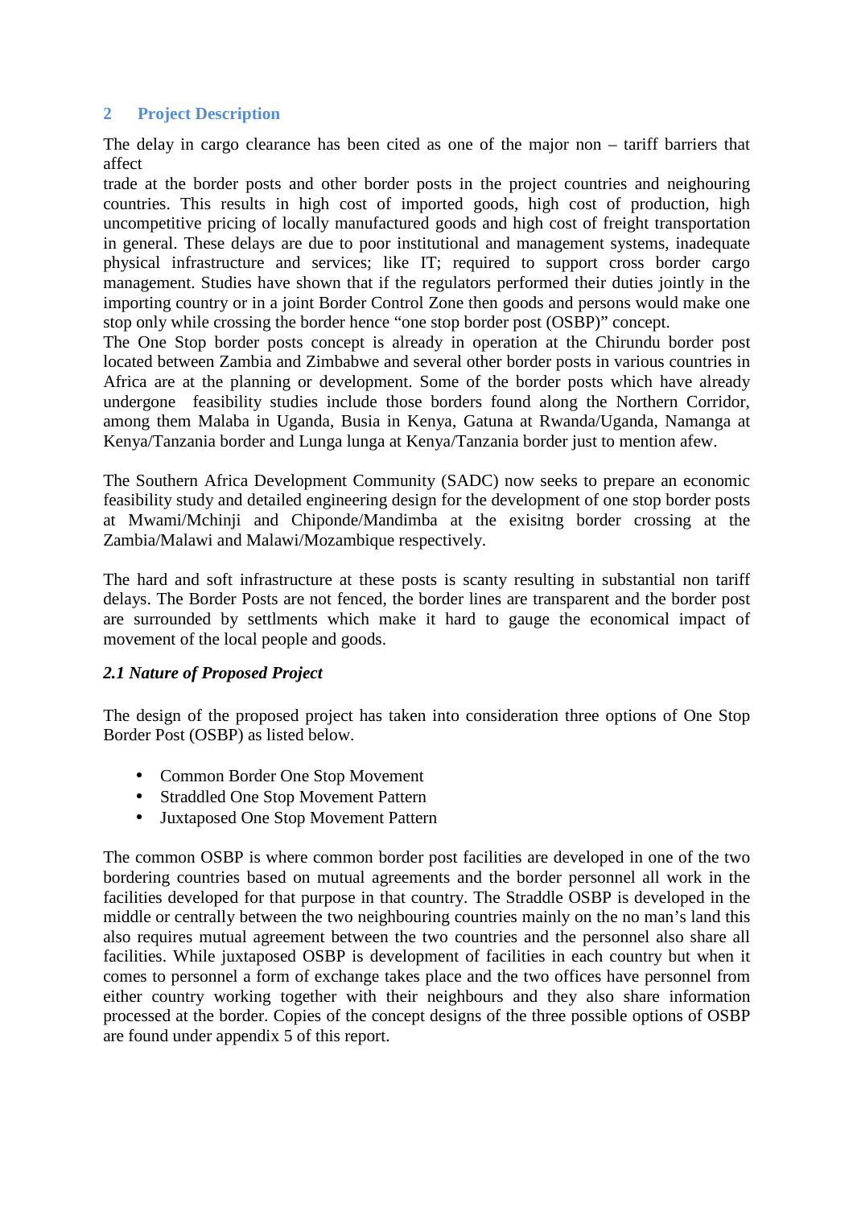## 2 Project Description

The delay in cargo clearance has been cited as one of the major non – tariff barriers that affect
trade at the border posts and other border posts in the project countries and neighouring countries. This results in high cost of imported goods, high cost of production, high uncompetitive pricing of locally manufactured goods and high cost of freight transportation in general. These delays are due to poor institutional and management systems, inadequate physical infrastructure and services; like IT; required to support cross border cargo management. Studies have shown that if the regulators performed their duties jointly in the importing country or in a joint Border Control Zone then goods and persons would make one stop only while crossing the border hence "one stop border post (OSBP)" concept.
The One Stop border posts concept is already in operation at the Chirundu border post located between Zambia and Zimbabwe and several other border posts in various countries in Africa are at the planning or development. Some of the border posts which have already undergone feasibility studies include those borders found along the Northern Corridor, among them Malaba in Uganda, Busia in Kenya, Gatuna at Rwanda/Uganda, Namanga at Kenya/Tanzania border and Lunga lunga at Kenya/Tanzania border just to mention afew.

The Southern Africa Development Community (SADC) now seeks to prepare an economic feasibility study and detailed engineering design for the development of one stop border posts at Mwami/Mchinji and Chiponde/Mandimba at the exisitng border crossing at the Zambia/Malawi and Malawi/Mozambique respectively.

The hard and soft infrastructure at these posts is scanty resulting in substantial non tariff delays. The Border Posts are not fenced, the border lines are transparent and the border post are surrounded by settlments which make it hard to gauge the economical impact of movement of the local people and goods.

### *2.1 Nature of Proposed Project*

The design of the proposed project has taken into consideration three options of One Stop Border Post (OSBP) as listed below.

- Common Border One Stop Movement
- Straddled One Stop Movement Pattern
- Juxtaposed One Stop Movement Pattern

The common OSBP is where common border post facilities are developed in one of the two bordering countries based on mutual agreements and the border personnel all work in the facilities developed for that purpose in that country. The Straddle OSBP is developed in the middle or centrally between the two neighbouring countries mainly on the no man's land this also requires mutual agreement between the two countries and the personnel also share all facilities. While juxtaposed OSBP is development of facilities in each country but when it comes to personnel a form of exchange takes place and the two offices have personnel from either country working together with their neighbours and they also share information processed at the border. Copies of the concept designs of the three possible options of OSBP are found under appendix 5 of this report.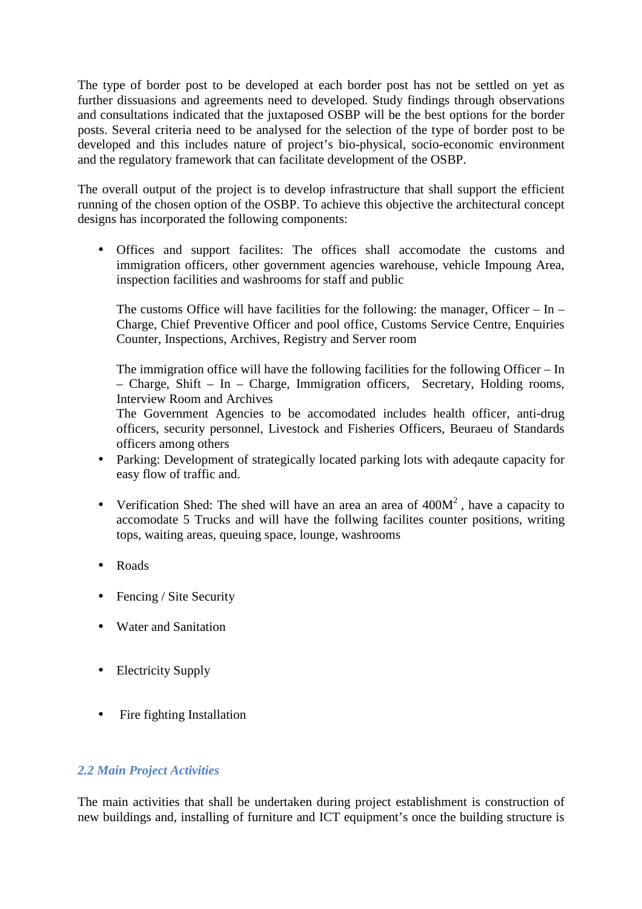The type of border post to be developed at each border post has not be settled on yet as further dissuasions and agreements need to developed. Study findings through observations and consultations indicated that the juxtaposed OSBP will be the best options for the border posts. Several criteria need to be analysed for the selection of the type of border post to be developed and this includes nature of project's bio-physical, socio-economic environment and the regulatory framework that can facilitate development of the OSBP.

The overall output of the project is to develop infrastructure that shall support the efficient running of the chosen option of the OSBP. To achieve this objective the architectural concept designs has incorporated the following components:

- Offices and support facilites: The offices shall accomodate the customs and immigration officers, other government agencies warehouse, vehicle Impoung Area, inspection facilities and washrooms for staff and public

  The customs Office will have facilities for the following: the manager, Officer – In – Charge, Chief Preventive Officer and pool office, Customs Service Centre, Enquiries Counter, Inspections, Archives, Registry and Server room

  The immigration office will have the following facilities for the following Officer – In – Charge, Shift – In – Charge, Immigration officers, Secretary, Holding rooms, Interview Room and Archives
  The Government Agencies to be accomodated includes health officer, anti-drug officers, security personnel, Livestock and Fisheries Officers, Beuraeu of Standards officers among others
- Parking: Development of strategically located parking lots with adeqaute capacity for easy flow of traffic and.
- Verification Shed: The shed will have an area an area of $400M^2$ , have a capacity to accomodate 5 Trucks and will have the follwing facilites counter positions, writing tops, waiting areas, queuing space, lounge, washrooms
- Roads
- Fencing / Site Security
- Water and Sanitation
- Electricity Supply
- Fire fighting Installation

### *2.2 Main Project Activities*

The main activities that shall be undertaken during project establishment is construction of new buildings and, installing of furniture and ICT equipment's once the building structure is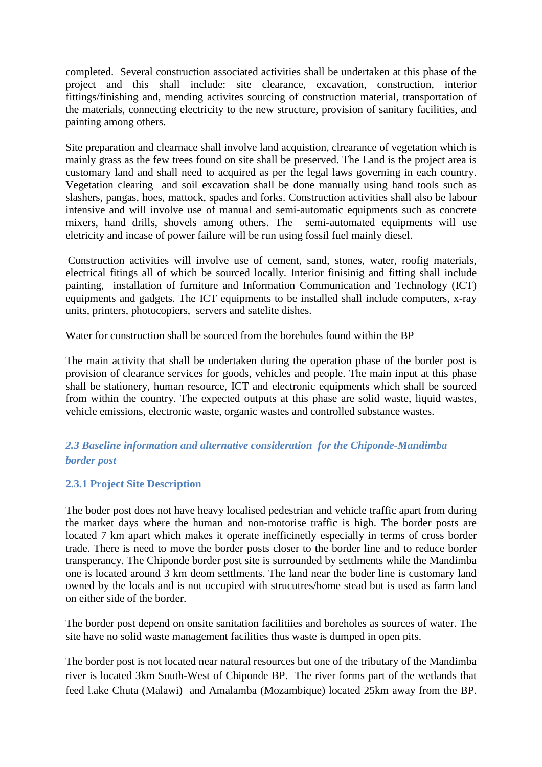completed. Several construction associated activities shall be undertaken at this phase of the project and this shall include: site clearance, excavation, construction, interior fittings/finishing and, mending activites sourcing of construction material, transportation of the materials, connecting electricity to the new structure, provision of sanitary facilities, and painting among others.

Site preparation and clearnace shall involve land acquistion, clrearance of vegetation which is mainly grass as the few trees found on site shall be preserved. The Land is the project area is customary land and shall need to acquired as per the legal laws governing in each country. Vegetation clearing and soil excavation shall be done manually using hand tools such as slashers, pangas, hoes, mattock, spades and forks. Construction activities shall also be labour intensive and will involve use of manual and semi-automatic equipments such as concrete mixers, hand drills, shovels among others. The semi-automated equipments will use eletricity and incase of power failure will be run using fossil fuel mainly diesel.

Construction activities will involve use of cement, sand, stones, water, roofig materials, electrical fitings all of which be sourced locally. Interior finisinig and fitting shall include painting, installation of furniture and Information Communication and Technology (ICT) equipments and gadgets. The ICT equipments to be installed shall include computers, x-ray units, printers, photocopiers, servers and satelite dishes.

Water for construction shall be sourced from the boreholes found within the BP

The main activity that shall be undertaken during the operation phase of the border post is provision of clearance services for goods, vehicles and people. The main input at this phase shall be stationery, human resource, ICT and electronic equipments which shall be sourced from within the country. The expected outputs at this phase are solid waste, liquid wastes, vehicle emissions, electronic waste, organic wastes and controlled substance wastes.

## *2.3 Baseline information and alternative consideration for the Chiponde-Mandimba border post*

### 2.3.1 Project Site Description

The boder post does not have heavy localised pedestrian and vehicle traffic apart from during the market days where the human and non-motorise traffic is high. The border posts are located 7 km apart which makes it operate inefficinetly especially in terms of cross border trade. There is need to move the border posts closer to the border line and to reduce border transperancy. The Chiponde border post site is surrounded by settlments while the Mandimba one is located around 3 km deom settlments. The land near the boder line is customary land owned by the locals and is not occupied with strucutres/home stead but is used as farm land on either side of the border.

The border post depend on onsite sanitation facilitiies and boreholes as sources of water. The site have no solid waste management facilities thus waste is dumped in open pits.

The border post is not located near natural resources but one of the tributary of the Mandimba river is located 3km South-West of Chiponde BP. The river forms part of the wetlands that feed l.ake Chuta (Malawi) and Amalamba (Mozambique) located 25km away from the BP.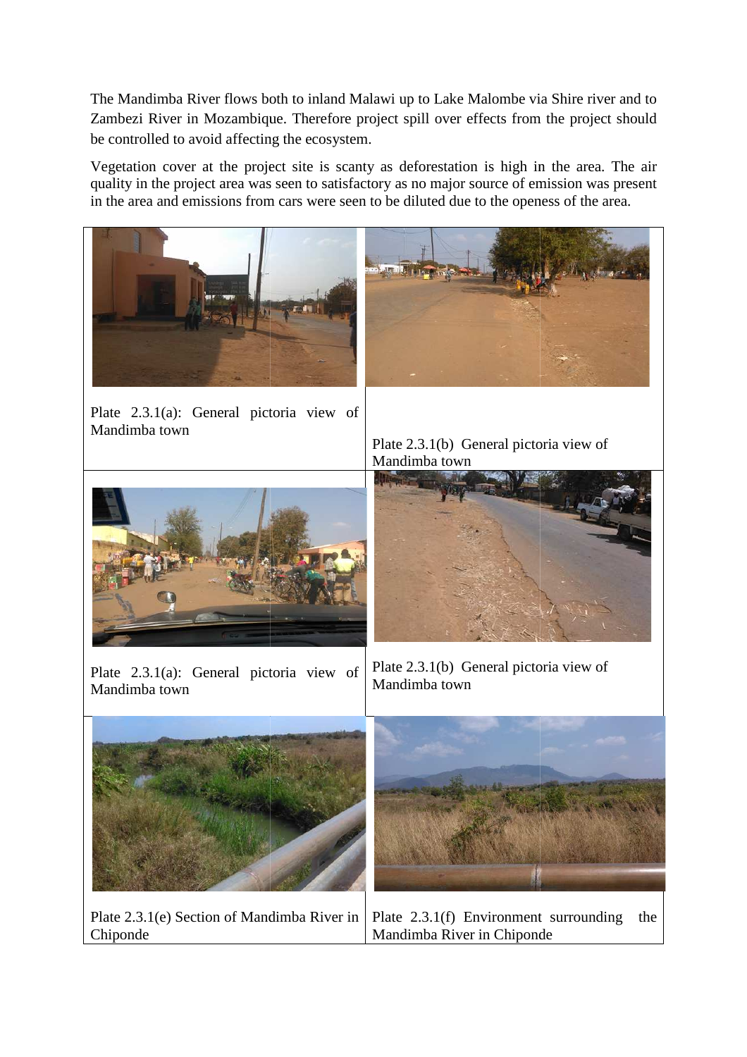The Mandimba River flows both to inland Malawi up to Lake Malombe via Shire river and to Zambezi River in Mozambique. Therefore project spill over effects from the project should be controlled to avoid affecting the ecosystem.

Vegetation cover at the project site is scanty as deforestation is high in the area. The air quality in the project area was seen to satisfactory as no major source of emission was present in the area and emissions from cars were seen to be diluted due to the openess of the area.

Plate 2.3.1(a): General pictoria view of Mandimba town

Plate 2.3.1(b) General pictoria view of Mandimba town

Plate 2.3.1(a): General pictoria view of Mandimba town

Plate 2.3.1(b) General pictoria view of Mandimba town

Plate 2.3.1(e) Section of Mandimba River in Chiponde

Plate 2.3.1(f) Environment surrounding the Mandimba River in Chiponde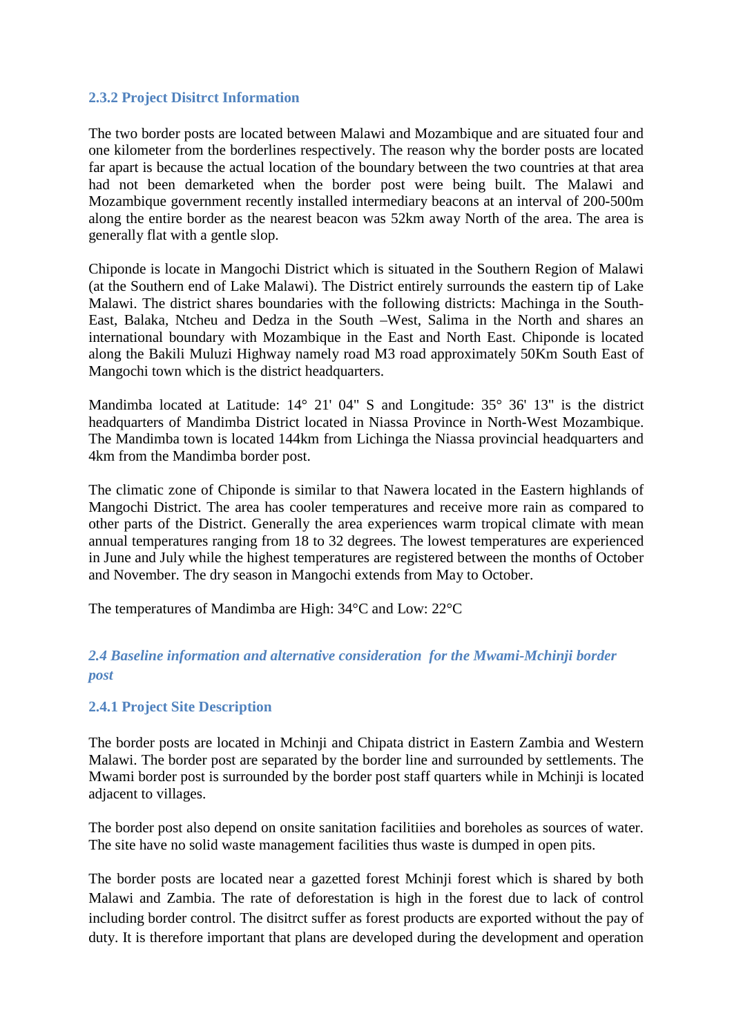### 2.3.2 Project Disitrct Information

The two border posts are located between Malawi and Mozambique and are situated four and one kilometer from the borderlines respectively. The reason why the border posts are located far apart is because the actual location of the boundary between the two countries at that area had not been demarketed when the border post were being built. The Malawi and Mozambique government recently installed intermediary beacons at an interval of 200-500m along the entire border as the nearest beacon was 52km away North of the area. The area is generally flat with a gentle slop.

Chiponde is locate in Mangochi District which is situated in the Southern Region of Malawi (at the Southern end of Lake Malawi). The District entirely surrounds the eastern tip of Lake Malawi. The district shares boundaries with the following districts: Machinga in the South-East, Balaka, Ntcheu and Dedza in the South –West, Salima in the North and shares an international boundary with Mozambique in the East and North East. Chiponde is located along the Bakili Muluzi Highway namely road M3 road approximately 50Km South East of Mangochi town which is the district headquarters.

Mandimba located at Latitude: 14° 21' 04" S and Longitude: 35° 36' 13" is the district headquarters of Mandimba District located in Niassa Province in North-West Mozambique. The Mandimba town is located 144km from Lichinga the Niassa provincial headquarters and 4km from the Mandimba border post.

The climatic zone of Chiponde is similar to that Nawera located in the Eastern highlands of Mangochi District. The area has cooler temperatures and receive more rain as compared to other parts of the District. Generally the area experiences warm tropical climate with mean annual temperatures ranging from 18 to 32 degrees. The lowest temperatures are experienced in June and July while the highest temperatures are registered between the months of October and November. The dry season in Mangochi extends from May to October.

The temperatures of Mandimba are High: 34°C and Low: 22°C

## *2.4 Baseline information and alternative consideration for the Mwami-Mchinji border post*

### 2.4.1 Project Site Description

The border posts are located in Mchinji and Chipata district in Eastern Zambia and Western Malawi. The border post are separated by the border line and surrounded by settlements. The Mwami border post is surrounded by the border post staff quarters while in Mchinji is located adjacent to villages.

The border post also depend on onsite sanitation facilitiies and boreholes as sources of water. The site have no solid waste management facilities thus waste is dumped in open pits.

The border posts are located near a gazetted forest Mchinji forest which is shared by both Malawi and Zambia. The rate of deforestation is high in the forest due to lack of control including border control. The disitrct suffer as forest products are exported without the pay of duty. It is therefore important that plans are developed during the development and operation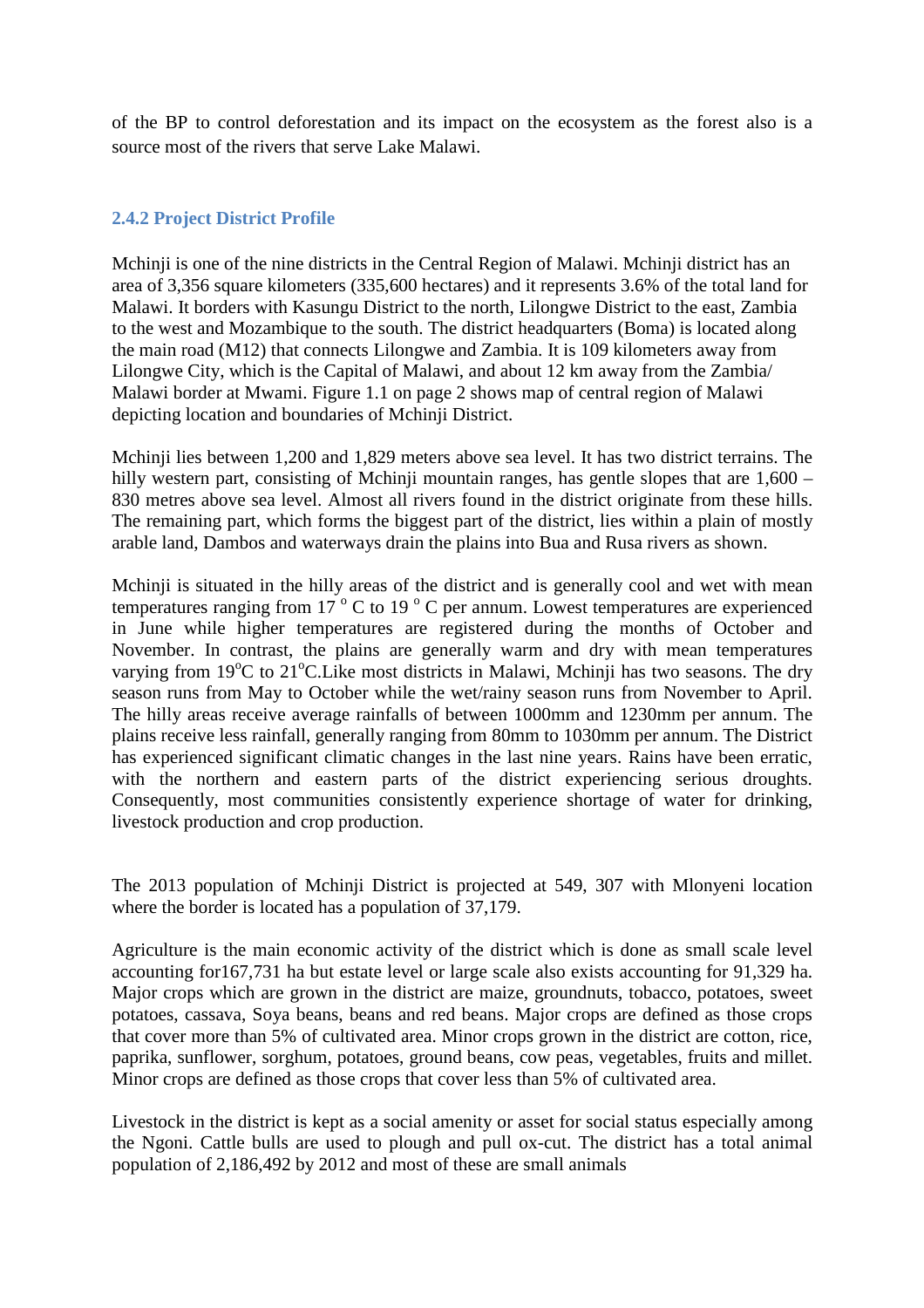of the BP to control deforestation and its impact on the ecosystem as the forest also is a source most of the rivers that serve Lake Malawi.

### 2.4.2 Project District Profile

Mchinji is one of the nine districts in the Central Region of Malawi. Mchinji district has an area of 3,356 square kilometers (335,600 hectares) and it represents 3.6% of the total land for Malawi. It borders with Kasungu District to the north, Lilongwe District to the east, Zambia to the west and Mozambique to the south. The district headquarters (Boma) is located along the main road (M12) that connects Lilongwe and Zambia. It is 109 kilometers away from Lilongwe City, which is the Capital of Malawi, and about 12 km away from the Zambia/ Malawi border at Mwami. Figure 1.1 on page 2 shows map of central region of Malawi depicting location and boundaries of Mchinji District.

Mchinji lies between 1,200 and 1,829 meters above sea level. It has two district terrains. The hilly western part, consisting of Mchinji mountain ranges, has gentle slopes that are 1,600 – 830 metres above sea level. Almost all rivers found in the district originate from these hills. The remaining part, which forms the biggest part of the district, lies within a plain of mostly arable land, Dambos and waterways drain the plains into Bua and Rusa rivers as shown.

Mchinji is situated in the hilly areas of the district and is generally cool and wet with mean temperatures ranging from 17 $^{o}$ C to 19 $^{o}$ C per annum. Lowest temperatures are experienced in June while higher temperatures are registered during the months of October and November. In contrast, the plains are generally warm and dry with mean temperatures varying from 19$^{o}$C to 21$^{o}$C.Like most districts in Malawi, Mchinji has two seasons. The dry season runs from May to October while the wet/rainy season runs from November to April. The hilly areas receive average rainfalls of between 1000mm and 1230mm per annum. The plains receive less rainfall, generally ranging from 80mm to 1030mm per annum. The District has experienced significant climatic changes in the last nine years. Rains have been erratic, with the northern and eastern parts of the district experiencing serious droughts. Consequently, most communities consistently experience shortage of water for drinking, livestock production and crop production.

The 2013 population of Mchinji District is projected at 549, 307 with Mlonyeni location where the border is located has a population of 37,179.

Agriculture is the main economic activity of the district which is done as small scale level accounting for167,731 ha but estate level or large scale also exists accounting for 91,329 ha. Major crops which are grown in the district are maize, groundnuts, tobacco, potatoes, sweet potatoes, cassava, Soya beans, beans and red beans. Major crops are defined as those crops that cover more than 5% of cultivated area. Minor crops grown in the district are cotton, rice, paprika, sunflower, sorghum, potatoes, ground beans, cow peas, vegetables, fruits and millet. Minor crops are defined as those crops that cover less than 5% of cultivated area.

Livestock in the district is kept as a social amenity or asset for social status especially among the Ngoni. Cattle bulls are used to plough and pull ox-cut. The district has a total animal population of 2,186,492 by 2012 and most of these are small animals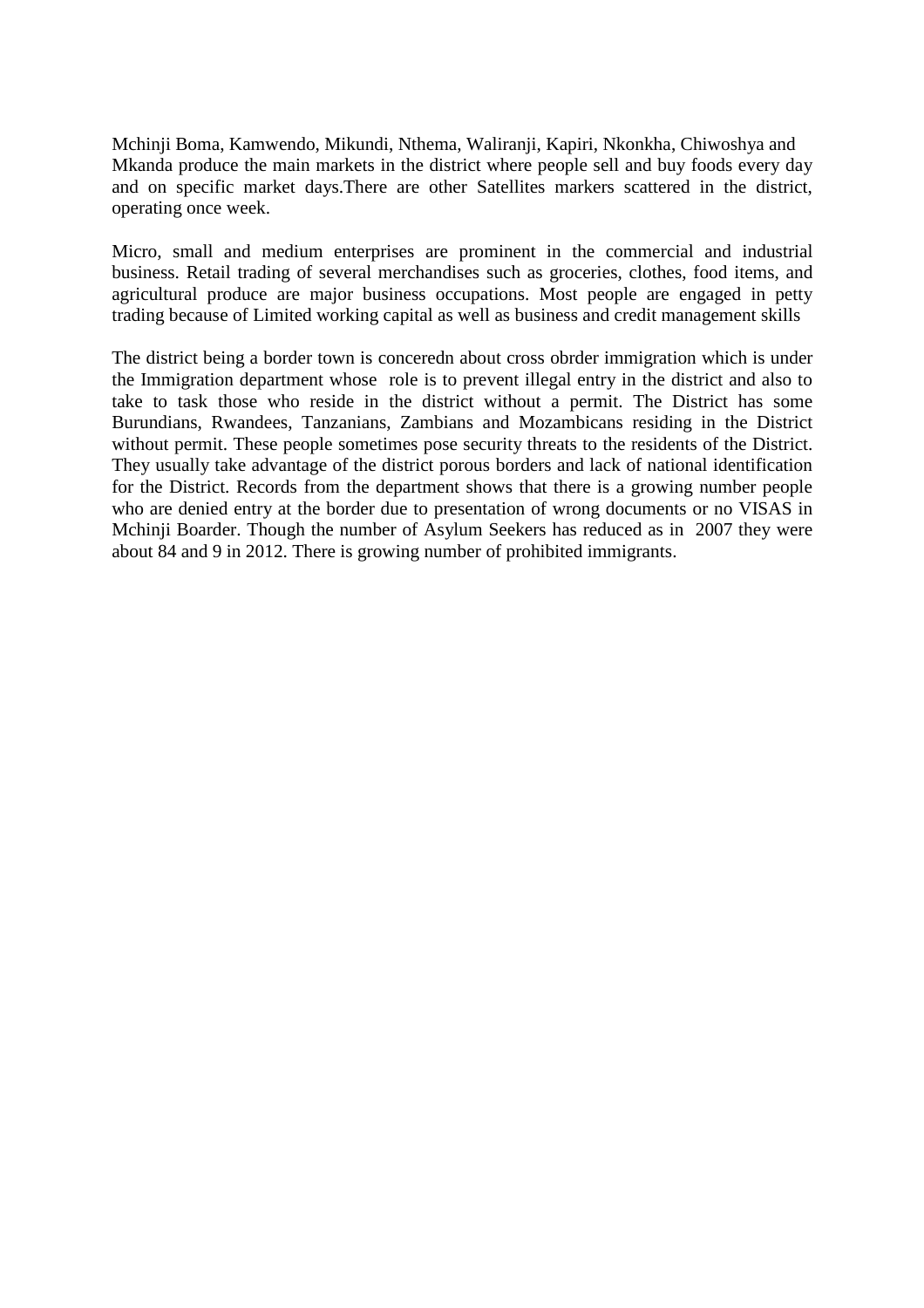Mchinji Boma, Kamwendo, Mikundi, Nthema, Waliranji, Kapiri, Nkonkha, Chiwoshya and Mkanda produce the main markets in the district where people sell and buy foods every day and on specific market days.There are other Satellites markers scattered in the district, operating once week.

Micro, small and medium enterprises are prominent in the commercial and industrial business. Retail trading of several merchandises such as groceries, clothes, food items, and agricultural produce are major business occupations. Most people are engaged in petty trading because of Limited working capital as well as business and credit management skills

The district being a border town is conceredn about cross obrder immigration which is under the Immigration department whose role is to prevent illegal entry in the district and also to take to task those who reside in the district without a permit. The District has some Burundians, Rwandees, Tanzanians, Zambians and Mozambicans residing in the District without permit. These people sometimes pose security threats to the residents of the District. They usually take advantage of the district porous borders and lack of national identification for the District. Records from the department shows that there is a growing number people who are denied entry at the border due to presentation of wrong documents or no VISAS in Mchinji Boarder. Though the number of Asylum Seekers has reduced as in 2007 they were about 84 and 9 in 2012. There is growing number of prohibited immigrants.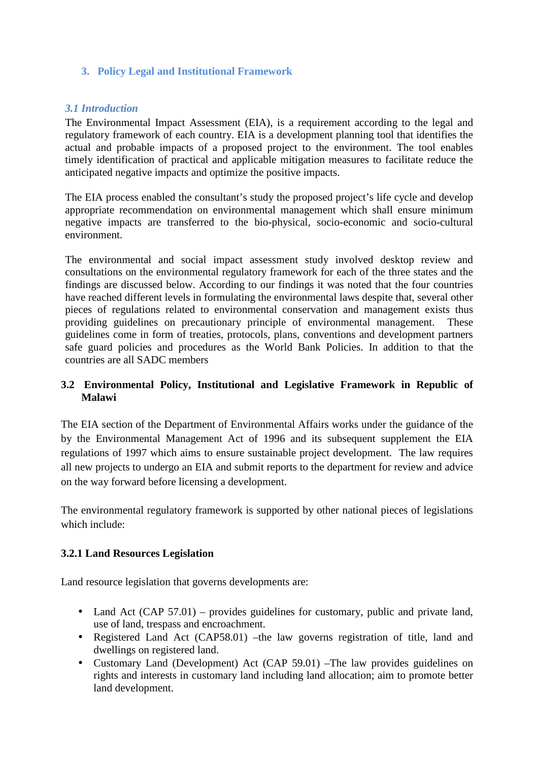# 3. Policy Legal and Institutional Framework

### *3.1 Introduction*

The Environmental Impact Assessment (EIA), is a requirement according to the legal and regulatory framework of each country. EIA is a development planning tool that identifies the actual and probable impacts of a proposed project to the environment. The tool enables timely identification of practical and applicable mitigation measures to facilitate reduce the anticipated negative impacts and optimize the positive impacts.

The EIA process enabled the consultant's study the proposed project's life cycle and develop appropriate recommendation on environmental management which shall ensure minimum negative impacts are transferred to the bio-physical, socio-economic and socio-cultural environment.

The environmental and social impact assessment study involved desktop review and consultations on the environmental regulatory framework for each of the three states and the findings are discussed below. According to our findings it was noted that the four countries have reached different levels in formulating the environmental laws despite that, several other pieces of regulations related to environmental conservation and management exists thus providing guidelines on precautionary principle of environmental management. These guidelines come in form of treaties, protocols, plans, conventions and development partners safe guard policies and procedures as the World Bank Policies. In addition to that the countries are all SADC members

### 3.2 Environmental Policy, Institutional and Legislative Framework in Republic of Malawi

The EIA section of the Department of Environmental Affairs works under the guidance of the by the Environmental Management Act of 1996 and its subsequent supplement the EIA regulations of 1997 which aims to ensure sustainable project development. The law requires all new projects to undergo an EIA and submit reports to the department for review and advice on the way forward before licensing a development.

The environmental regulatory framework is supported by other national pieces of legislations which include:

#### 3.2.1 Land Resources Legislation

Land resource legislation that governs developments are:

- Land Act (CAP 57.01) – provides guidelines for customary, public and private land, use of land, trespass and encroachment.
- Registered Land Act (CAP58.01) –the law governs registration of title, land and dwellings on registered land.
- Customary Land (Development) Act (CAP 59.01) –The law provides guidelines on rights and interests in customary land including land allocation; aim to promote better land development.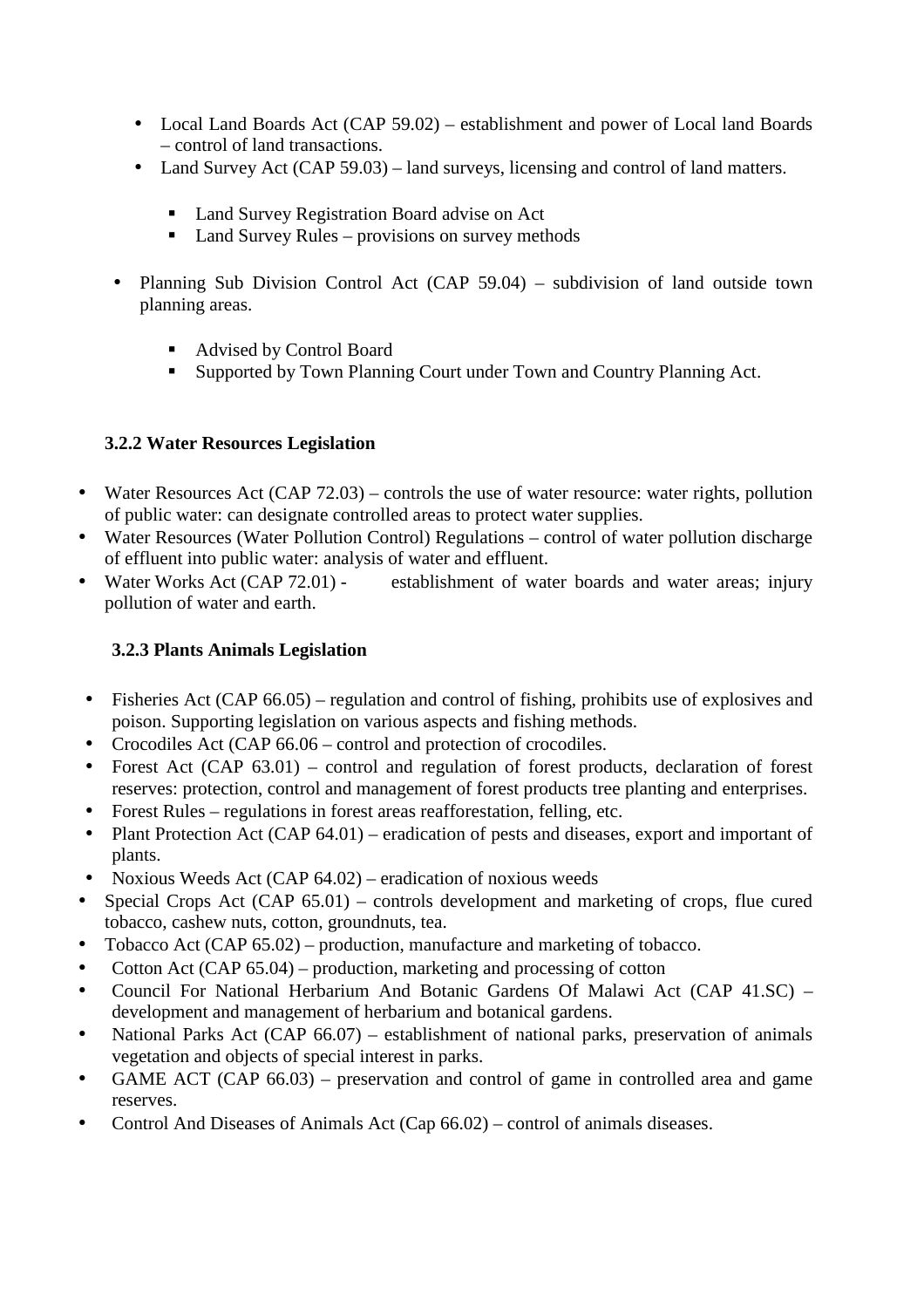- Local Land Boards Act (CAP 59.02) – establishment and power of Local land Boards – control of land transactions.
- Land Survey Act (CAP 59.03) – land surveys, licensing and control of land matters.
  - Land Survey Registration Board advise on Act
  - Land Survey Rules – provisions on survey methods
- Planning Sub Division Control Act (CAP 59.04) – subdivision of land outside town planning areas.
  - Advised by Control Board
  - Supported by Town Planning Court under Town and Country Planning Act.

### 3.2.2 Water Resources Legislation

- Water Resources Act (CAP 72.03) – controls the use of water resource: water rights, pollution of public water: can designate controlled areas to protect water supplies.
- Water Resources (Water Pollution Control) Regulations – control of water pollution discharge of effluent into public water: analysis of water and effluent.
- Water Works Act (CAP 72.01) - establishment of water boards and water areas; injury pollution of water and earth.

### 3.2.3 Plants Animals Legislation

- Fisheries Act (CAP 66.05) – regulation and control of fishing, prohibits use of explosives and poison. Supporting legislation on various aspects and fishing methods.
- Crocodiles Act (CAP 66.06 – control and protection of crocodiles.
- Forest Act (CAP 63.01) – control and regulation of forest products, declaration of forest reserves: protection, control and management of forest products tree planting and enterprises.
- Forest Rules – regulations in forest areas reafforestation, felling, etc.
- Plant Protection Act (CAP 64.01) – eradication of pests and diseases, export and important of plants.
- Noxious Weeds Act (CAP 64.02) – eradication of noxious weeds
- Special Crops Act (CAP 65.01) – controls development and marketing of crops, flue cured tobacco, cashew nuts, cotton, groundnuts, tea.
- Tobacco Act (CAP 65.02) – production, manufacture and marketing of tobacco.
- Cotton Act (CAP 65.04) – production, marketing and processing of cotton
- Council For National Herbarium And Botanic Gardens Of Malawi Act (CAP 41.SC) – development and management of herbarium and botanical gardens.
- National Parks Act (CAP 66.07) – establishment of national parks, preservation of animals vegetation and objects of special interest in parks.
- GAME ACT (CAP 66.03) – preservation and control of game in controlled area and game reserves.
- Control And Diseases of Animals Act (Cap 66.02) – control of animals diseases.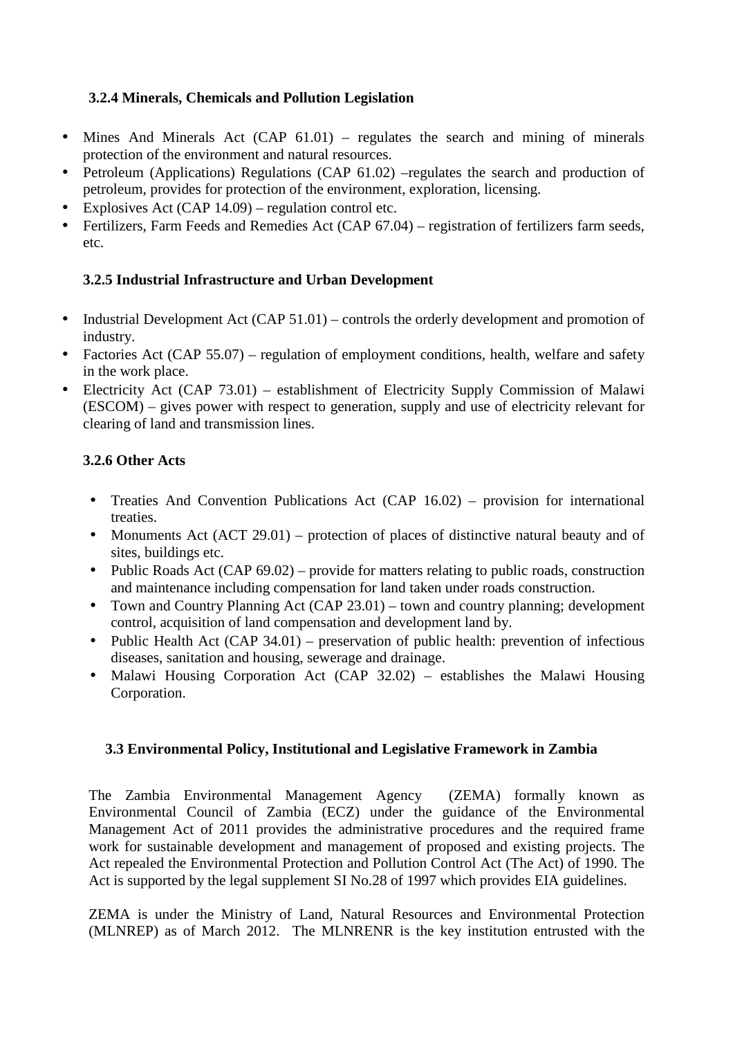### 3.2.4 Minerals, Chemicals and Pollution Legislation

- Mines And Minerals Act (CAP 61.01) – regulates the search and mining of minerals protection of the environment and natural resources.
- Petroleum (Applications) Regulations (CAP 61.02) –regulates the search and production of petroleum, provides for protection of the environment, exploration, licensing.
- Explosives Act (CAP 14.09) – regulation control etc.
- Fertilizers, Farm Feeds and Remedies Act (CAP 67.04) – registration of fertilizers farm seeds, etc.

### 3.2.5 Industrial Infrastructure and Urban Development

- Industrial Development Act (CAP 51.01) – controls the orderly development and promotion of industry.
- Factories Act (CAP 55.07) – regulation of employment conditions, health, welfare and safety in the work place.
- Electricity Act (CAP 73.01) – establishment of Electricity Supply Commission of Malawi (ESCOM) – gives power with respect to generation, supply and use of electricity relevant for clearing of land and transmission lines.

### 3.2.6 Other Acts

- Treaties And Convention Publications Act (CAP 16.02) – provision for international treaties.
- Monuments Act (ACT 29.01) – protection of places of distinctive natural beauty and of sites, buildings etc.
- Public Roads Act (CAP 69.02) – provide for matters relating to public roads, construction and maintenance including compensation for land taken under roads construction.
- Town and Country Planning Act (CAP 23.01) – town and country planning; development control, acquisition of land compensation and development land by.
- Public Health Act (CAP 34.01) – preservation of public health: prevention of infectious diseases, sanitation and housing, sewerage and drainage.
- Malawi Housing Corporation Act (CAP 32.02) – establishes the Malawi Housing Corporation.

## 3.3 Environmental Policy, Institutional and Legislative Framework in Zambia

The Zambia Environmental Management Agency (ZEMA) formally known as Environmental Council of Zambia (ECZ) under the guidance of the Environmental Management Act of 2011 provides the administrative procedures and the required frame work for sustainable development and management of proposed and existing projects. The Act repealed the Environmental Protection and Pollution Control Act (The Act) of 1990. The Act is supported by the legal supplement SI No.28 of 1997 which provides EIA guidelines.

ZEMA is under the Ministry of Land, Natural Resources and Environmental Protection (MLNREP) as of March 2012. The MLNRENR is the key institution entrusted with the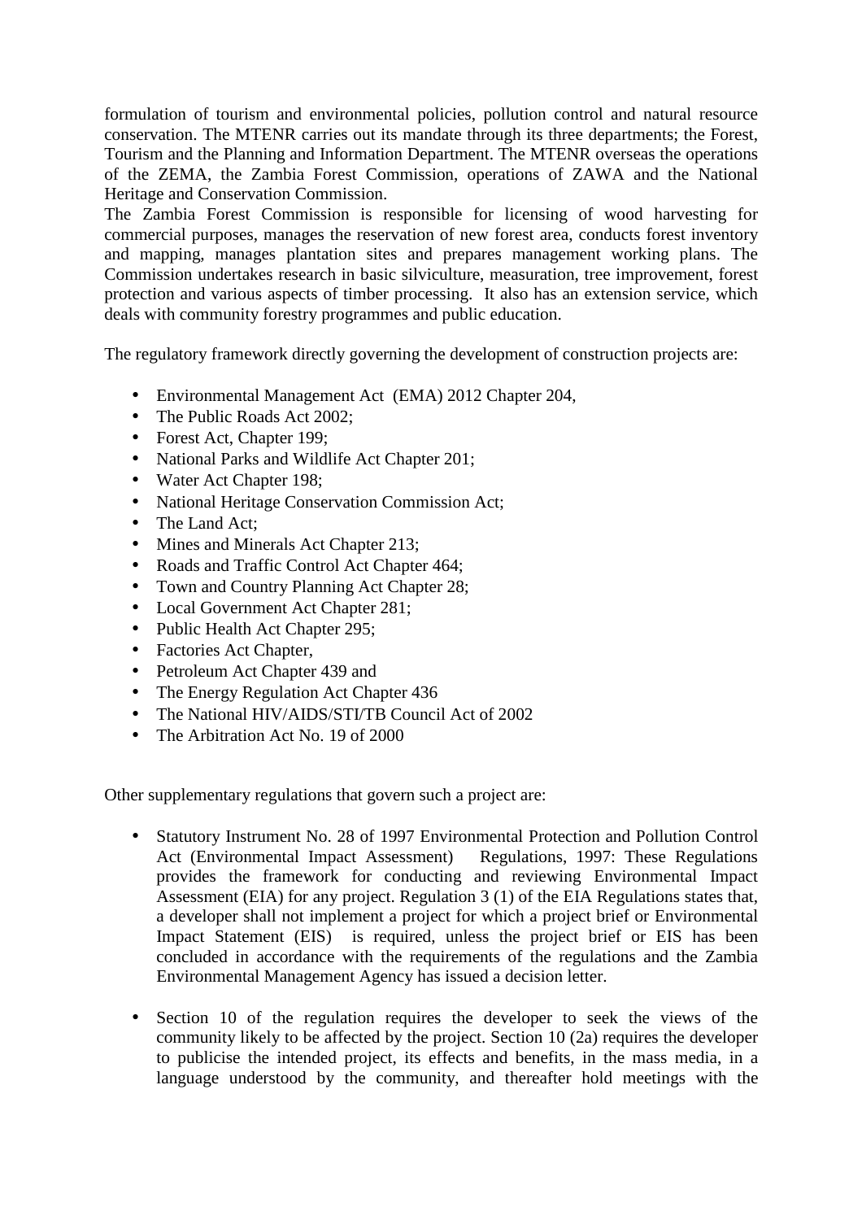formulation of tourism and environmental policies, pollution control and natural resource conservation. The MTENR carries out its mandate through its three departments; the Forest, Tourism and the Planning and Information Department. The MTENR overseas the operations of the ZEMA, the Zambia Forest Commission, operations of ZAWA and the National Heritage and Conservation Commission.

The Zambia Forest Commission is responsible for licensing of wood harvesting for commercial purposes, manages the reservation of new forest area, conducts forest inventory and mapping, manages plantation sites and prepares management working plans. The Commission undertakes research in basic silviculture, measuration, tree improvement, forest protection and various aspects of timber processing. It also has an extension service, which deals with community forestry programmes and public education.

The regulatory framework directly governing the development of construction projects are:

- Environmental Management Act (EMA) 2012 Chapter 204,
- The Public Roads Act 2002;
- Forest Act, Chapter 199;
- National Parks and Wildlife Act Chapter 201;
- Water Act Chapter 198;
- National Heritage Conservation Commission Act;
- The Land Act;
- Mines and Minerals Act Chapter 213;
- Roads and Traffic Control Act Chapter 464;
- Town and Country Planning Act Chapter 28;
- Local Government Act Chapter 281;
- Public Health Act Chapter 295;
- Factories Act Chapter,
- Petroleum Act Chapter 439 and
- The Energy Regulation Act Chapter 436
- The National HIV/AIDS/STI/TB Council Act of 2002
- The Arbitration Act No. 19 of 2000

Other supplementary regulations that govern such a project are:

- Statutory Instrument No. 28 of 1997 Environmental Protection and Pollution Control Act (Environmental Impact Assessment) Regulations, 1997: These Regulations provides the framework for conducting and reviewing Environmental Impact Assessment (EIA) for any project. Regulation 3 (1) of the EIA Regulations states that, a developer shall not implement a project for which a project brief or Environmental Impact Statement (EIS) is required, unless the project brief or EIS has been concluded in accordance with the requirements of the regulations and the Zambia Environmental Management Agency has issued a decision letter.

- Section 10 of the regulation requires the developer to seek the views of the community likely to be affected by the project. Section 10 (2a) requires the developer to publicise the intended project, its effects and benefits, in the mass media, in a language understood by the community, and thereafter hold meetings with the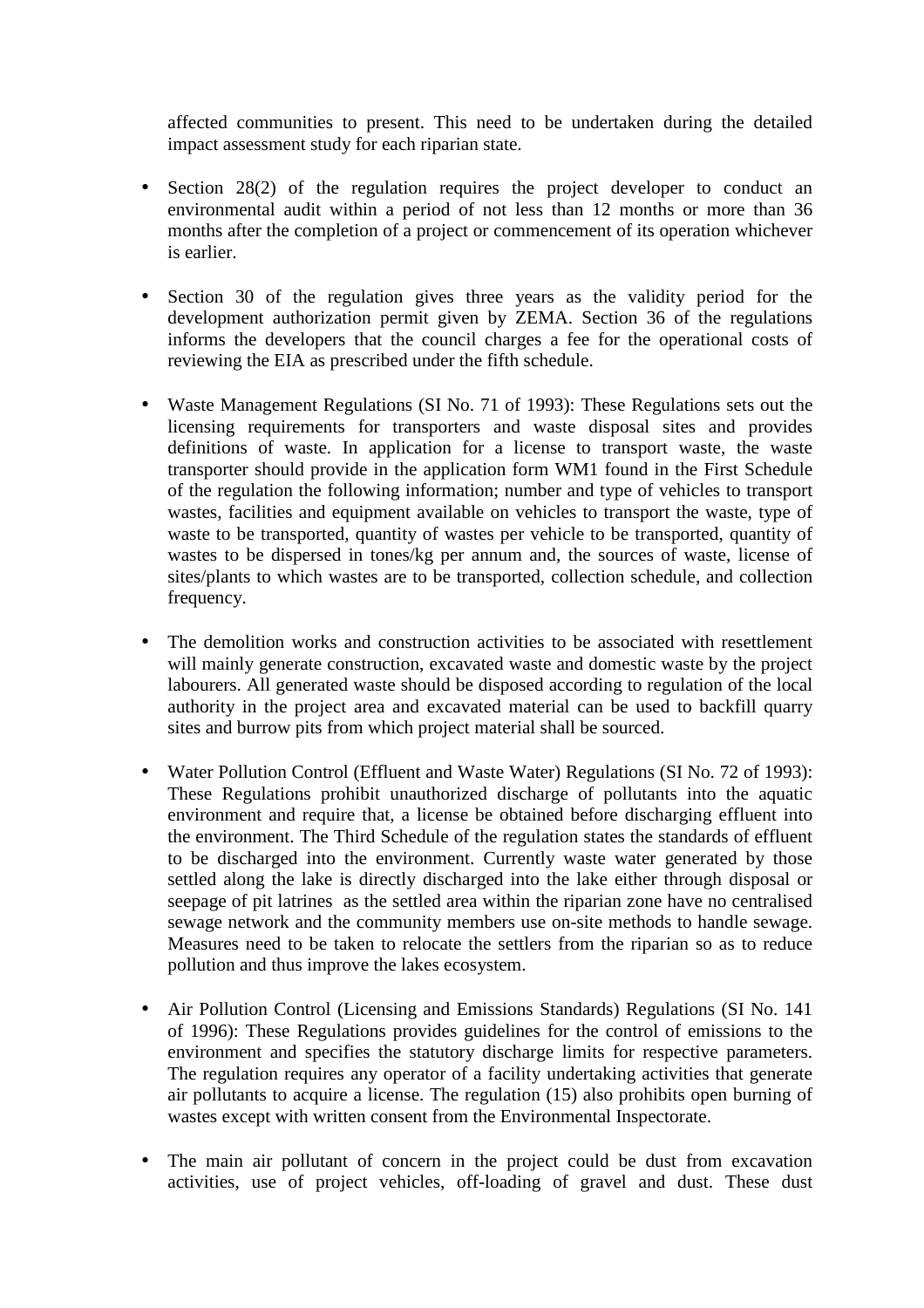affected communities to present. This need to be undertaken during the detailed impact assessment study for each riparian state.

- Section 28(2) of the regulation requires the project developer to conduct an environmental audit within a period of not less than 12 months or more than 36 months after the completion of a project or commencement of its operation whichever is earlier.

- Section 30 of the regulation gives three years as the validity period for the development authorization permit given by ZEMA. Section 36 of the regulations informs the developers that the council charges a fee for the operational costs of reviewing the EIA as prescribed under the fifth schedule.

- Waste Management Regulations (SI No. 71 of 1993): These Regulations sets out the licensing requirements for transporters and waste disposal sites and provides definitions of waste. In application for a license to transport waste, the waste transporter should provide in the application form WM1 found in the First Schedule of the regulation the following information; number and type of vehicles to transport wastes, facilities and equipment available on vehicles to transport the waste, type of waste to be transported, quantity of wastes per vehicle to be transported, quantity of wastes to be dispersed in tones/kg per annum and, the sources of waste, license of sites/plants to which wastes are to be transported, collection schedule, and collection frequency.

- The demolition works and construction activities to be associated with resettlement will mainly generate construction, excavated waste and domestic waste by the project labourers. All generated waste should be disposed according to regulation of the local authority in the project area and excavated material can be used to backfill quarry sites and burrow pits from which project material shall be sourced.

- Water Pollution Control (Effluent and Waste Water) Regulations (SI No. 72 of 1993): These Regulations prohibit unauthorized discharge of pollutants into the aquatic environment and require that, a license be obtained before discharging effluent into the environment. The Third Schedule of the regulation states the standards of effluent to be discharged into the environment. Currently waste water generated by those settled along the lake is directly discharged into the lake either through disposal or seepage of pit latrines as the settled area within the riparian zone have no centralised sewage network and the community members use on-site methods to handle sewage. Measures need to be taken to relocate the settlers from the riparian so as to reduce pollution and thus improve the lakes ecosystem.

- Air Pollution Control (Licensing and Emissions Standards) Regulations (SI No. 141 of 1996): These Regulations provides guidelines for the control of emissions to the environment and specifies the statutory discharge limits for respective parameters. The regulation requires any operator of a facility undertaking activities that generate air pollutants to acquire a license. The regulation (15) also prohibits open burning of wastes except with written consent from the Environmental Inspectorate.

- The main air pollutant of concern in the project could be dust from excavation activities, use of project vehicles, off-loading of gravel and dust. These dust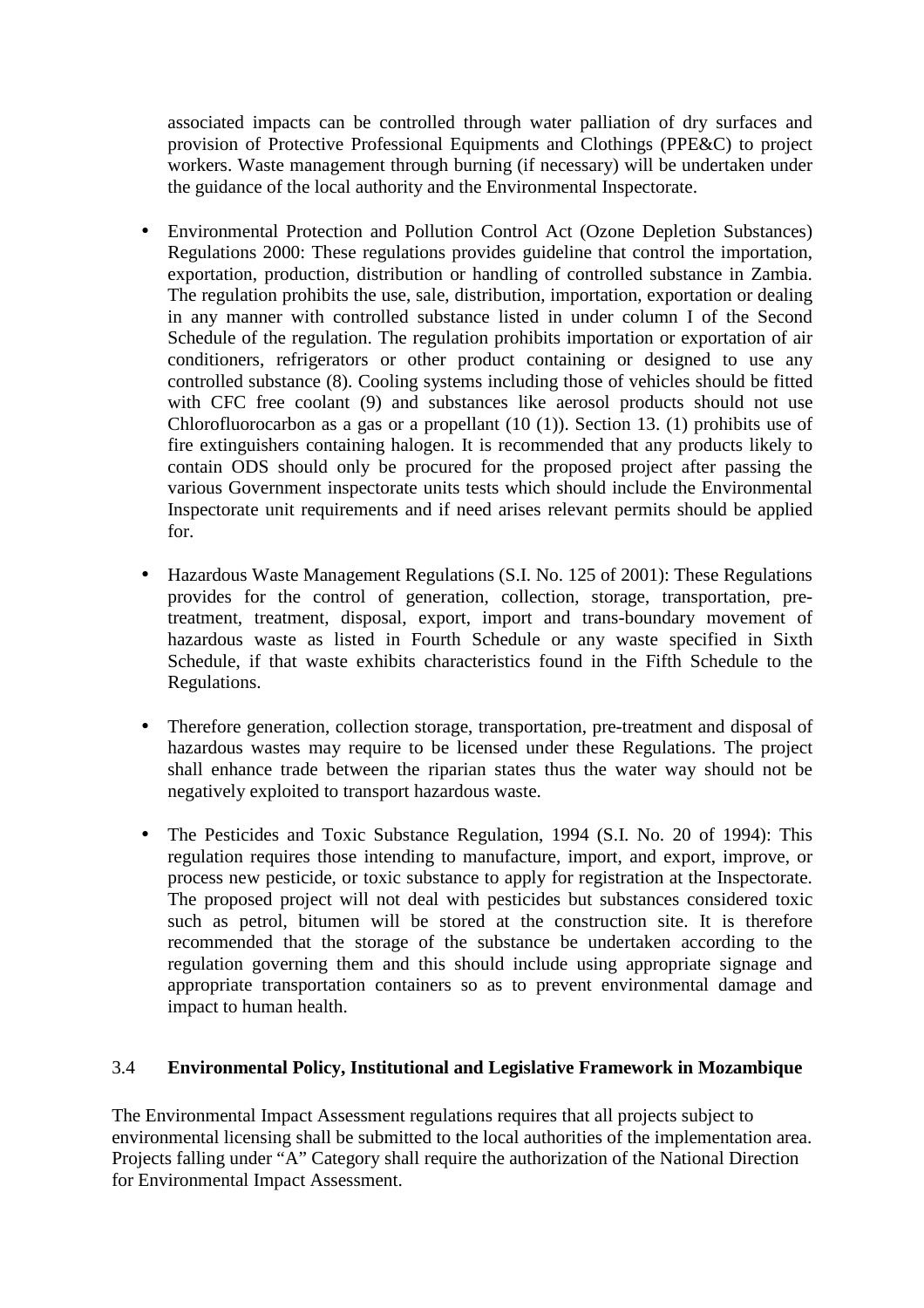associated impacts can be controlled through water palliation of dry surfaces and provision of Protective Professional Equipments and Clothings (PPE&C) to project workers. Waste management through burning (if necessary) will be undertaken under the guidance of the local authority and the Environmental Inspectorate.

- Environmental Protection and Pollution Control Act (Ozone Depletion Substances) Regulations 2000: These regulations provides guideline that control the importation, exportation, production, distribution or handling of controlled substance in Zambia. The regulation prohibits the use, sale, distribution, importation, exportation or dealing in any manner with controlled substance listed in under column I of the Second Schedule of the regulation. The regulation prohibits importation or exportation of air conditioners, refrigerators or other product containing or designed to use any controlled substance (8). Cooling systems including those of vehicles should be fitted with CFC free coolant (9) and substances like aerosol products should not use Chlorofluorocarbon as a gas or a propellant (10 (1)). Section 13. (1) prohibits use of fire extinguishers containing halogen. It is recommended that any products likely to contain ODS should only be procured for the proposed project after passing the various Government inspectorate units tests which should include the Environmental Inspectorate unit requirements and if need arises relevant permits should be applied for.

- Hazardous Waste Management Regulations (S.I. No. 125 of 2001): These Regulations provides for the control of generation, collection, storage, transportation, pre-treatment, treatment, disposal, export, import and trans-boundary movement of hazardous waste as listed in Fourth Schedule or any waste specified in Sixth Schedule, if that waste exhibits characteristics found in the Fifth Schedule to the Regulations.

- Therefore generation, collection storage, transportation, pre-treatment and disposal of hazardous wastes may require to be licensed under these Regulations. The project shall enhance trade between the riparian states thus the water way should not be negatively exploited to transport hazardous waste.

- The Pesticides and Toxic Substance Regulation, 1994 (S.I. No. 20 of 1994): This regulation requires those intending to manufacture, import, and export, improve, or process new pesticide, or toxic substance to apply for registration at the Inspectorate. The proposed project will not deal with pesticides but substances considered toxic such as petrol, bitumen will be stored at the construction site. It is therefore recommended that the storage of the substance be undertaken according to the regulation governing them and this should include using appropriate signage and appropriate transportation containers so as to prevent environmental damage and impact to human health.

### 3.4 Environmental Policy, Institutional and Legislative Framework in Mozambique

The Environmental Impact Assessment regulations requires that all projects subject to environmental licensing shall be submitted to the local authorities of the implementation area. Projects falling under "A" Category shall require the authorization of the National Direction for Environmental Impact Assessment.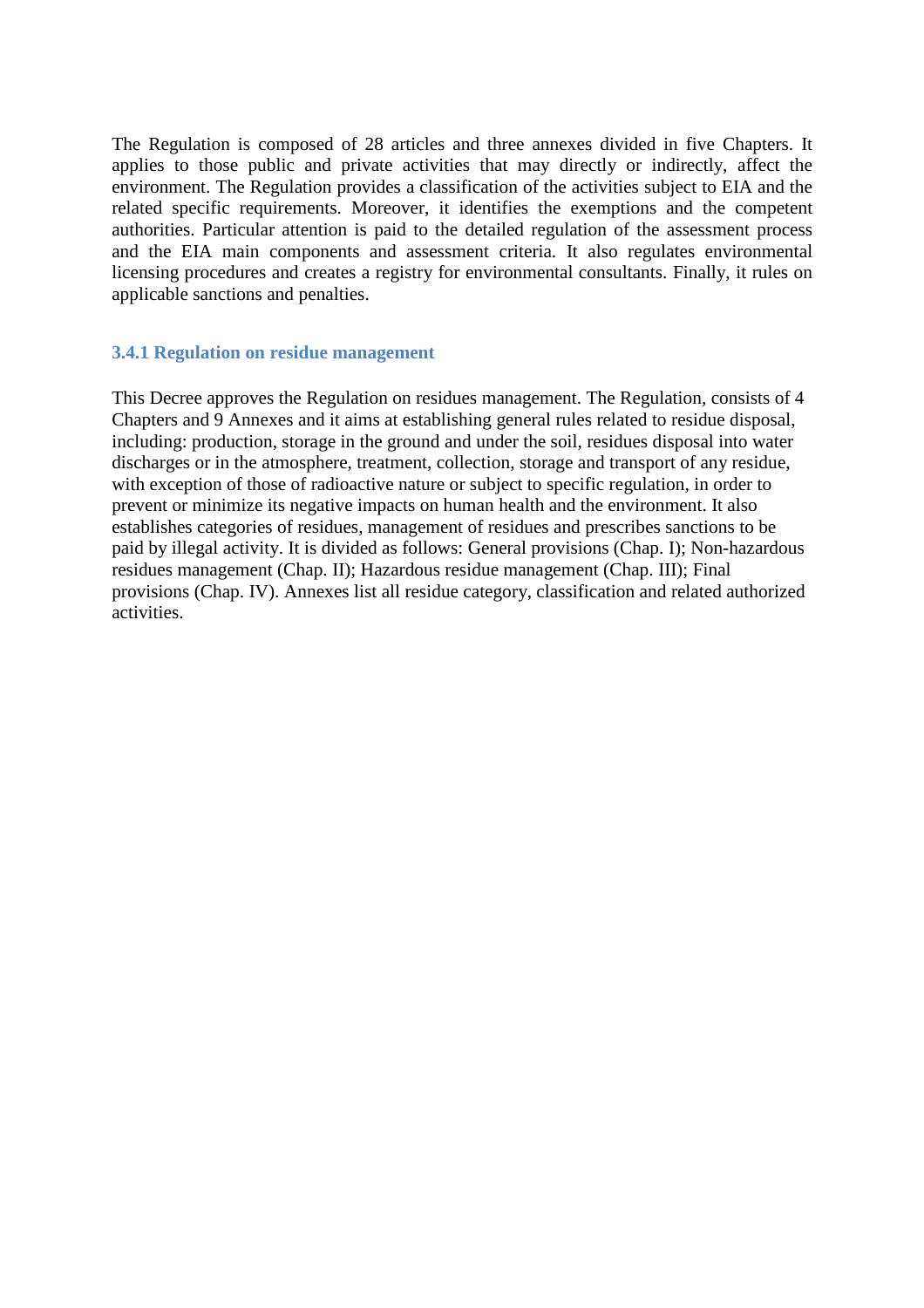The Regulation is composed of 28 articles and three annexes divided in five Chapters. It applies to those public and private activities that may directly or indirectly, affect the environment. The Regulation provides a classification of the activities subject to EIA and the related specific requirements. Moreover, it identifies the exemptions and the competent authorities. Particular attention is paid to the detailed regulation of the assessment process and the EIA main components and assessment criteria. It also regulates environmental licensing procedures and creates a registry for environmental consultants. Finally, it rules on applicable sanctions and penalties.

### 3.4.1 Regulation on residue management

This Decree approves the Regulation on residues management. The Regulation, consists of 4 Chapters and 9 Annexes and it aims at establishing general rules related to residue disposal, including: production, storage in the ground and under the soil, residues disposal into water discharges or in the atmosphere, treatment, collection, storage and transport of any residue, with exception of those of radioactive nature or subject to specific regulation, in order to prevent or minimize its negative impacts on human health and the environment. It also establishes categories of residues, management of residues and prescribes sanctions to be paid by illegal activity. It is divided as follows: General provisions (Chap. I); Non-hazardous residues management (Chap. II); Hazardous residue management (Chap. III); Final provisions (Chap. IV). Annexes list all residue category, classification and related authorized activities.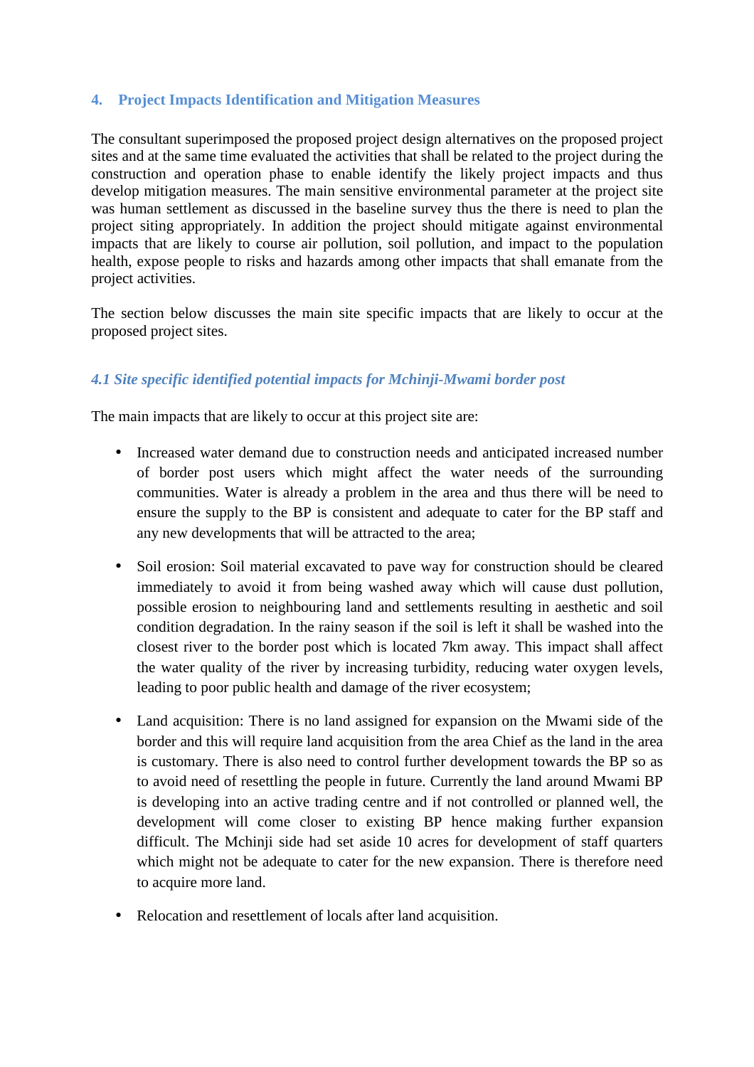## 4. Project Impacts Identification and Mitigation Measures

The consultant superimposed the proposed project design alternatives on the proposed project sites and at the same time evaluated the activities that shall be related to the project during the construction and operation phase to enable identify the likely project impacts and thus develop mitigation measures. The main sensitive environmental parameter at the project site was human settlement as discussed in the baseline survey thus the there is need to plan the project siting appropriately. In addition the project should mitigate against environmental impacts that are likely to course air pollution, soil pollution, and impact to the population health, expose people to risks and hazards among other impacts that shall emanate from the project activities.

The section below discusses the main site specific impacts that are likely to occur at the proposed project sites.

### *4.1 Site specific identified potential impacts for Mchinji-Mwami border post*

The main impacts that are likely to occur at this project site are:

- Increased water demand due to construction needs and anticipated increased number of border post users which might affect the water needs of the surrounding communities. Water is already a problem in the area and thus there will be need to ensure the supply to the BP is consistent and adequate to cater for the BP staff and any new developments that will be attracted to the area;

- Soil erosion: Soil material excavated to pave way for construction should be cleared immediately to avoid it from being washed away which will cause dust pollution, possible erosion to neighbouring land and settlements resulting in aesthetic and soil condition degradation. In the rainy season if the soil is left it shall be washed into the closest river to the border post which is located 7km away. This impact shall affect the water quality of the river by increasing turbidity, reducing water oxygen levels, leading to poor public health and damage of the river ecosystem;

- Land acquisition: There is no land assigned for expansion on the Mwami side of the border and this will require land acquisition from the area Chief as the land in the area is customary. There is also need to control further development towards the BP so as to avoid need of resettling the people in future. Currently the land around Mwami BP is developing into an active trading centre and if not controlled or planned well, the development will come closer to existing BP hence making further expansion difficult. The Mchinji side had set aside 10 acres for development of staff quarters which might not be adequate to cater for the new expansion. There is therefore need to acquire more land.

- Relocation and resettlement of locals after land acquisition.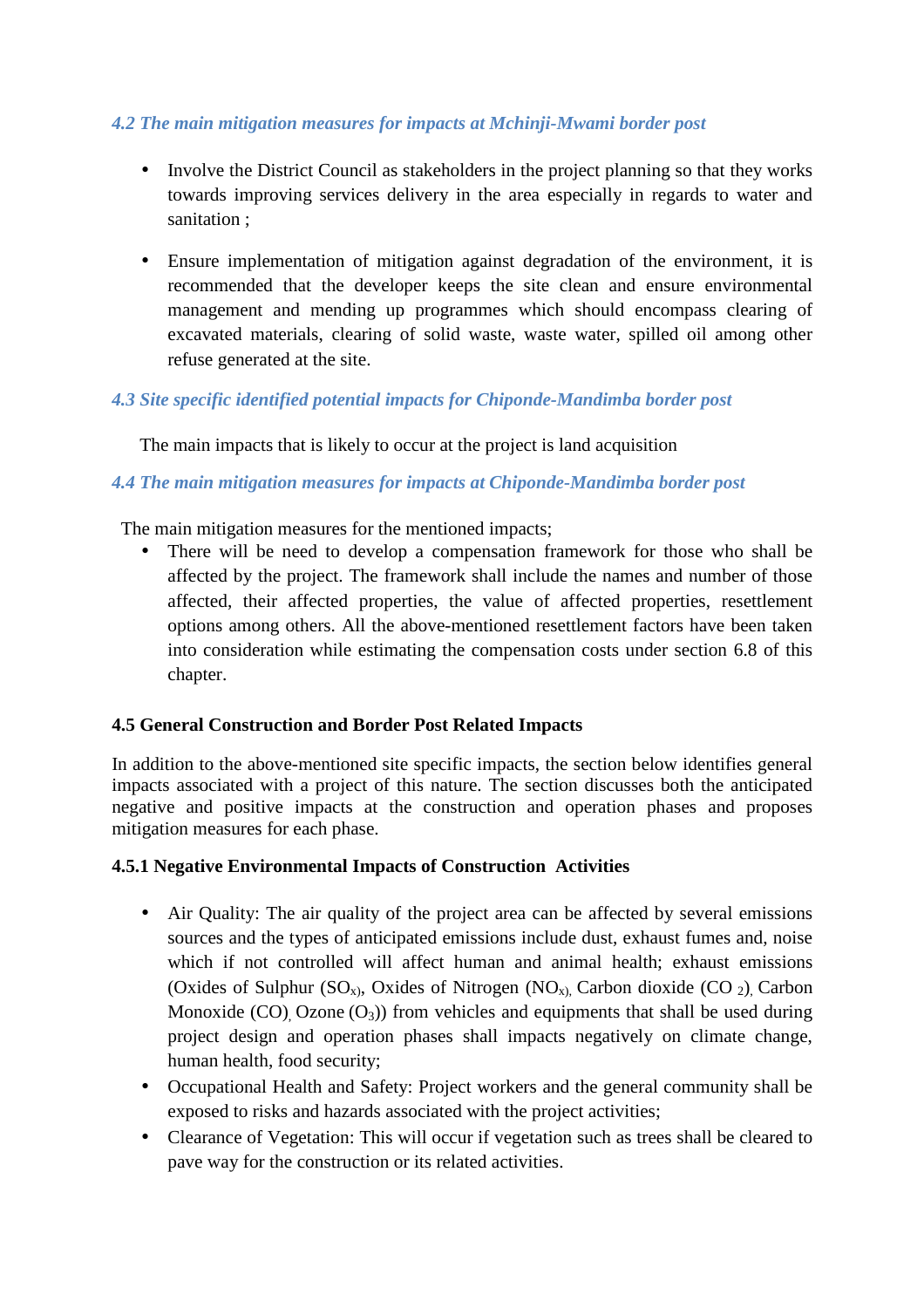### *4.2 The main mitigation measures for impacts at Mchinji-Mwami border post*

- Involve the District Council as stakeholders in the project planning so that they works towards improving services delivery in the area especially in regards to water and sanitation ;

- Ensure implementation of mitigation against degradation of the environment, it is recommended that the developer keeps the site clean and ensure environmental management and mending up programmes which should encompass clearing of excavated materials, clearing of solid waste, waste water, spilled oil among other refuse generated at the site.

### *4.3 Site specific identified potential impacts for Chiponde-Mandimba border post*

The main impacts that is likely to occur at the project is land acquisition

### *4.4 The main mitigation measures for impacts at Chiponde-Mandimba border post*

The main mitigation measures for the mentioned impacts;

- There will be need to develop a compensation framework for those who shall be affected by the project. The framework shall include the names and number of those affected, their affected properties, the value of affected properties, resettlement options among others. All the above-mentioned resettlement factors have been taken into consideration while estimating the compensation costs under section 6.8 of this chapter.

### 4.5 General Construction and Border Post Related Impacts

In addition to the above-mentioned site specific impacts, the section below identifies general impacts associated with a project of this nature. The section discusses both the anticipated negative and positive impacts at the construction and operation phases and proposes mitigation measures for each phase.

#### 4.5.1 Negative Environmental Impacts of Construction Activities

- Air Quality: The air quality of the project area can be affected by several emissions sources and the types of anticipated emissions include dust, exhaust fumes and, noise which if not controlled will affect human and animal health; exhaust emissions (Oxides of Sulphur ($SO_x$), Oxides of Nitrogen ($NO_x$), Carbon dioxide ($CO_2$), Carbon Monoxide (CO), Ozone ($O_3$)) from vehicles and equipments that shall be used during project design and operation phases shall impacts negatively on climate change, human health, food security;
- Occupational Health and Safety: Project workers and the general community shall be exposed to risks and hazards associated with the project activities;
- Clearance of Vegetation: This will occur if vegetation such as trees shall be cleared to pave way for the construction or its related activities.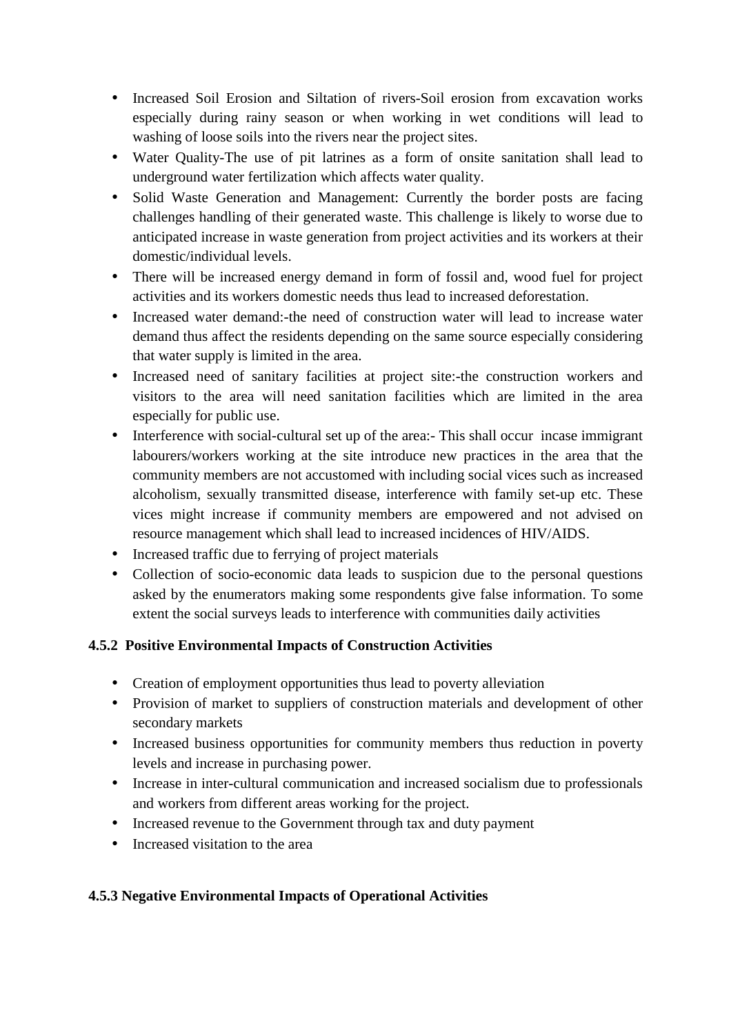- Increased Soil Erosion and Siltation of rivers-Soil erosion from excavation works especially during rainy season or when working in wet conditions will lead to washing of loose soils into the rivers near the project sites.
- Water Quality-The use of pit latrines as a form of onsite sanitation shall lead to underground water fertilization which affects water quality.
- Solid Waste Generation and Management: Currently the border posts are facing challenges handling of their generated waste. This challenge is likely to worse due to anticipated increase in waste generation from project activities and its workers at their domestic/individual levels.
- There will be increased energy demand in form of fossil and, wood fuel for project activities and its workers domestic needs thus lead to increased deforestation.
- Increased water demand:-the need of construction water will lead to increase water demand thus affect the residents depending on the same source especially considering that water supply is limited in the area.
- Increased need of sanitary facilities at project site:-the construction workers and visitors to the area will need sanitation facilities which are limited in the area especially for public use.
- Interference with social-cultural set up of the area:- This shall occur incase immigrant labourers/workers working at the site introduce new practices in the area that the community members are not accustomed with including social vices such as increased alcoholism, sexually transmitted disease, interference with family set-up etc. These vices might increase if community members are empowered and not advised on resource management which shall lead to increased incidences of HIV/AIDS.
- Increased traffic due to ferrying of project materials
- Collection of socio-economic data leads to suspicion due to the personal questions asked by the enumerators making some respondents give false information. To some extent the social surveys leads to interference with communities daily activities

### 4.5.2 Positive Environmental Impacts of Construction Activities

- Creation of employment opportunities thus lead to poverty alleviation
- Provision of market to suppliers of construction materials and development of other secondary markets
- Increased business opportunities for community members thus reduction in poverty levels and increase in purchasing power.
- Increase in inter-cultural communication and increased socialism due to professionals and workers from different areas working for the project.
- Increased revenue to the Government through tax and duty payment
- Increased visitation to the area

### 4.5.3 Negative Environmental Impacts of Operational Activities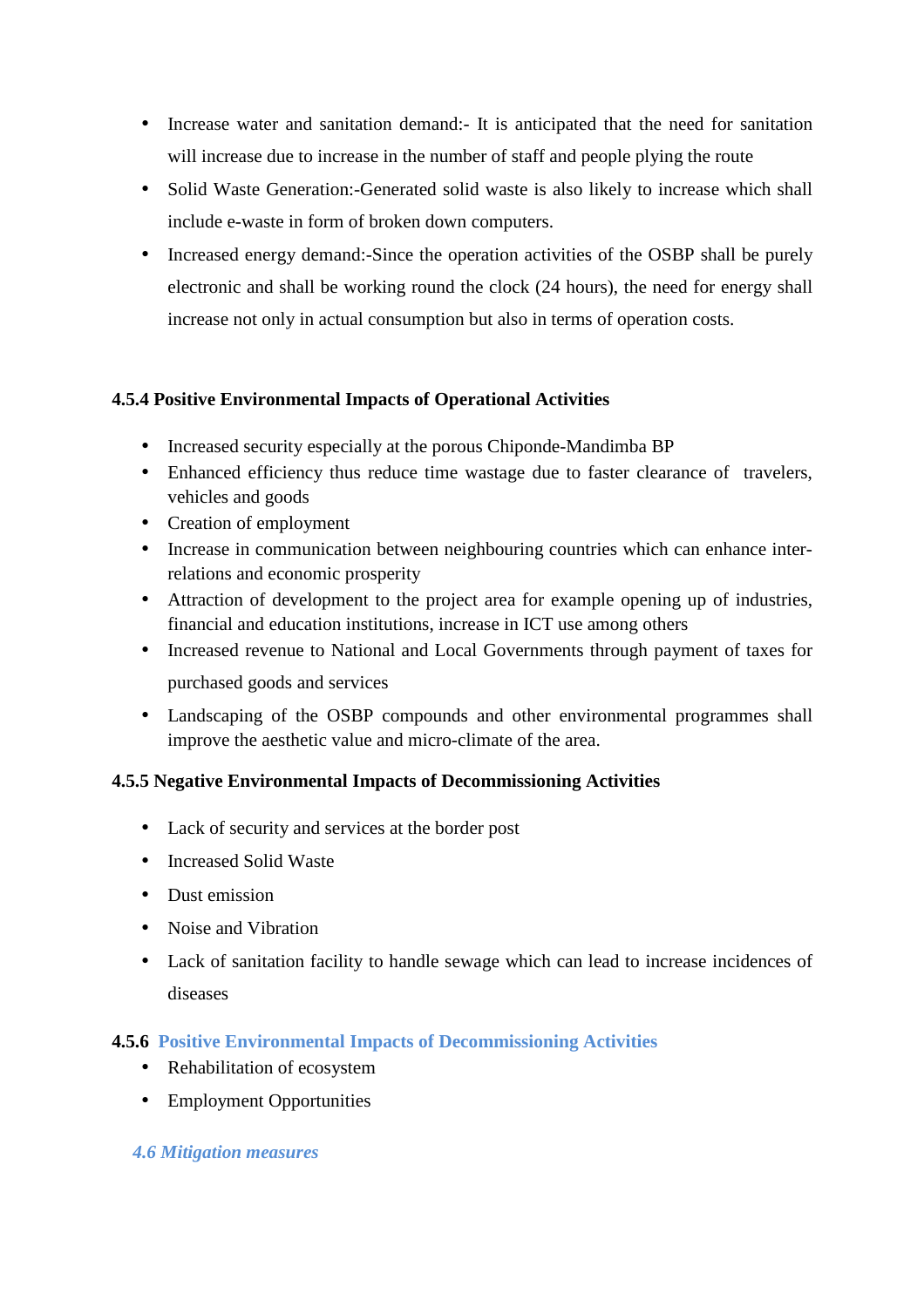- Increase water and sanitation demand:- It is anticipated that the need for sanitation will increase due to increase in the number of staff and people plying the route
- Solid Waste Generation:-Generated solid waste is also likely to increase which shall include e-waste in form of broken down computers.
- Increased energy demand:-Since the operation activities of the OSBP shall be purely electronic and shall be working round the clock (24 hours), the need for energy shall increase not only in actual consumption but also in terms of operation costs.

#### 4.5.4 Positive Environmental Impacts of Operational Activities

- Increased security especially at the porous Chiponde-Mandimba BP
- Enhanced efficiency thus reduce time wastage due to faster clearance of travelers, vehicles and goods
- Creation of employment
- Increase in communication between neighbouring countries which can enhance inter-relations and economic prosperity
- Attraction of development to the project area for example opening up of industries, financial and education institutions, increase in ICT use among others
- Increased revenue to National and Local Governments through payment of taxes for purchased goods and services
- Landscaping of the OSBP compounds and other environmental programmes shall improve the aesthetic value and micro-climate of the area.

#### 4.5.5 Negative Environmental Impacts of Decommissioning Activities

- Lack of security and services at the border post
- Increased Solid Waste
- Dust emission
- Noise and Vibration
- Lack of sanitation facility to handle sewage which can lead to increase incidences of diseases

#### 4.5.6 Positive Environmental Impacts of Decommissioning Activities

- Rehabilitation of ecosystem
- Employment Opportunities

### *4.6 Mitigation measures*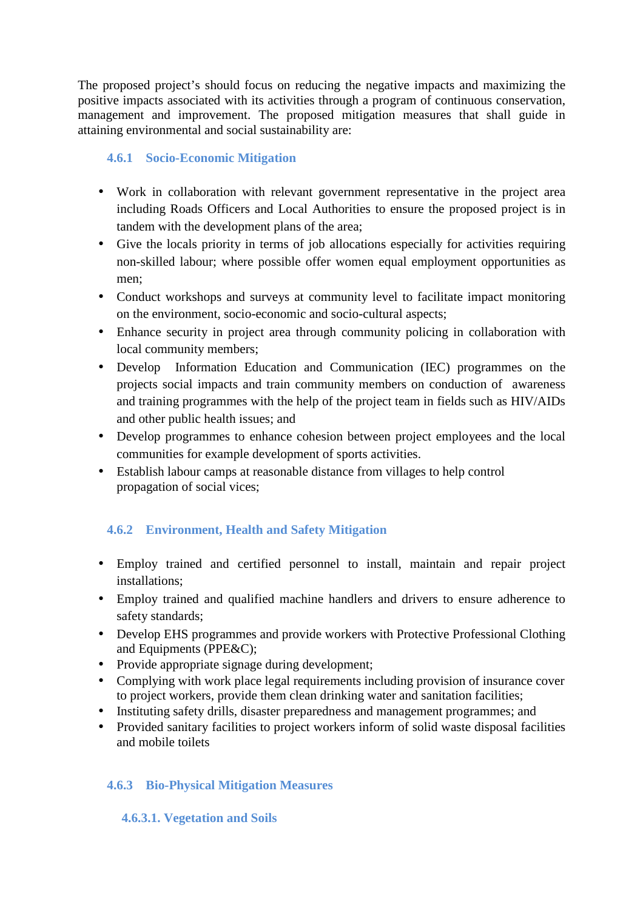The proposed project's should focus on reducing the negative impacts and maximizing the positive impacts associated with its activities through a program of continuous conservation, management and improvement. The proposed mitigation measures that shall guide in attaining environmental and social sustainability are:

### 4.6.1 Socio-Economic Mitigation

- Work in collaboration with relevant government representative in the project area including Roads Officers and Local Authorities to ensure the proposed project is in tandem with the development plans of the area;
- Give the locals priority in terms of job allocations especially for activities requiring non-skilled labour; where possible offer women equal employment opportunities as men;
- Conduct workshops and surveys at community level to facilitate impact monitoring on the environment, socio-economic and socio-cultural aspects;
- Enhance security in project area through community policing in collaboration with local community members;
- Develop Information Education and Communication (IEC) programmes on the projects social impacts and train community members on conduction of awareness and training programmes with the help of the project team in fields such as HIV/AIDs and other public health issues; and
- Develop programmes to enhance cohesion between project employees and the local communities for example development of sports activities.
- Establish labour camps at reasonable distance from villages to help control propagation of social vices;

### 4.6.2 Environment, Health and Safety Mitigation

- Employ trained and certified personnel to install, maintain and repair project installations;
- Employ trained and qualified machine handlers and drivers to ensure adherence to safety standards;
- Develop EHS programmes and provide workers with Protective Professional Clothing and Equipments (PPE&C);
- Provide appropriate signage during development;
- Complying with work place legal requirements including provision of insurance cover to project workers, provide them clean drinking water and sanitation facilities;
- Instituting safety drills, disaster preparedness and management programmes; and
- Provided sanitary facilities to project workers inform of solid waste disposal facilities and mobile toilets

### 4.6.3 Bio-Physical Mitigation Measures

#### 4.6.3.1. Vegetation and Soils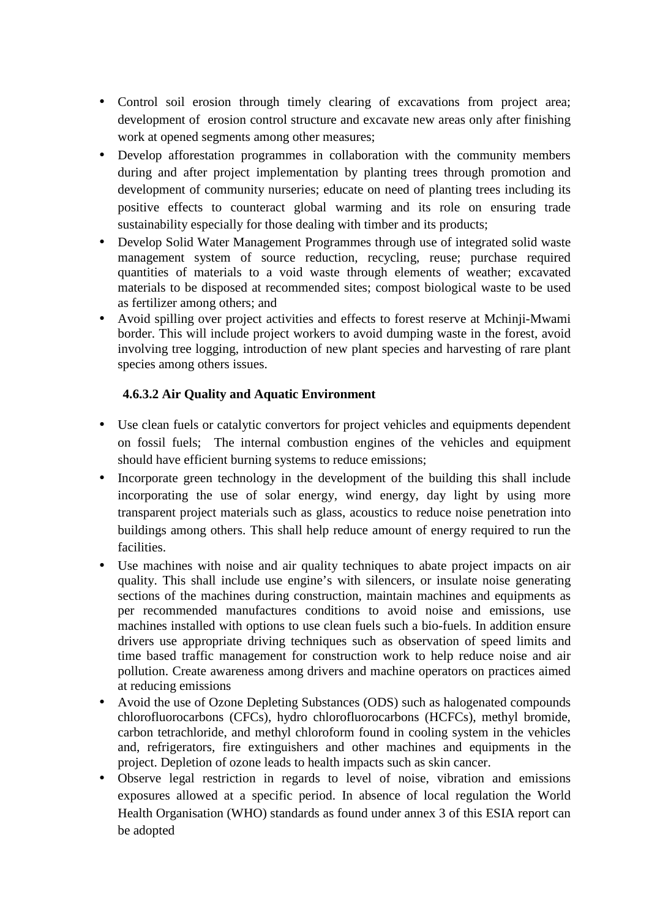- Control soil erosion through timely clearing of excavations from project area; development of erosion control structure and excavate new areas only after finishing work at opened segments among other measures;
- Develop afforestation programmes in collaboration with the community members during and after project implementation by planting trees through promotion and development of community nurseries; educate on need of planting trees including its positive effects to counteract global warming and its role on ensuring trade sustainability especially for those dealing with timber and its products;
- Develop Solid Water Management Programmes through use of integrated solid waste management system of source reduction, recycling, reuse; purchase required quantities of materials to a void waste through elements of weather; excavated materials to be disposed at recommended sites; compost biological waste to be used as fertilizer among others; and
- Avoid spilling over project activities and effects to forest reserve at Mchinji-Mwami border. This will include project workers to avoid dumping waste in the forest, avoid involving tree logging, introduction of new plant species and harvesting of rare plant species among others issues.

#### 4.6.3.2 Air Quality and Aquatic Environment

- Use clean fuels or catalytic convertors for project vehicles and equipments dependent on fossil fuels; The internal combustion engines of the vehicles and equipment should have efficient burning systems to reduce emissions;
- Incorporate green technology in the development of the building this shall include incorporating the use of solar energy, wind energy, day light by using more transparent project materials such as glass, acoustics to reduce noise penetration into buildings among others. This shall help reduce amount of energy required to run the facilities.
- Use machines with noise and air quality techniques to abate project impacts on air quality. This shall include use engine's with silencers, or insulate noise generating sections of the machines during construction, maintain machines and equipments as per recommended manufactures conditions to avoid noise and emissions, use machines installed with options to use clean fuels such a bio-fuels. In addition ensure drivers use appropriate driving techniques such as observation of speed limits and time based traffic management for construction work to help reduce noise and air pollution. Create awareness among drivers and machine operators on practices aimed at reducing emissions
- Avoid the use of Ozone Depleting Substances (ODS) such as halogenated compounds chlorofluorocarbons (CFCs), hydro chlorofluorocarbons (HCFCs), methyl bromide, carbon tetrachloride, and methyl chloroform found in cooling system in the vehicles and, refrigerators, fire extinguishers and other machines and equipments in the project. Depletion of ozone leads to health impacts such as skin cancer.
- Observe legal restriction in regards to level of noise, vibration and emissions exposures allowed at a specific period. In absence of local regulation the World Health Organisation (WHO) standards as found under annex 3 of this ESIA report can be adopted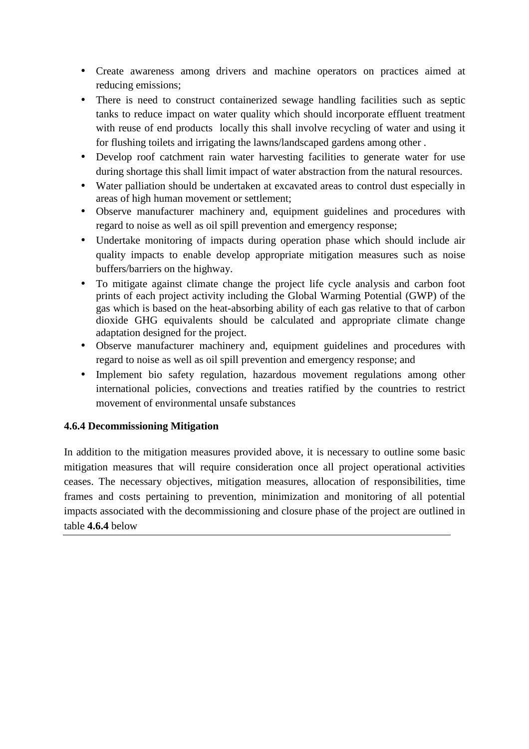- Create awareness among drivers and machine operators on practices aimed at reducing emissions;
- There is need to construct containerized sewage handling facilities such as septic tanks to reduce impact on water quality which should incorporate effluent treatment with reuse of end products locally this shall involve recycling of water and using it for flushing toilets and irrigating the lawns/landscaped gardens among other .
- Develop roof catchment rain water harvesting facilities to generate water for use during shortage this shall limit impact of water abstraction from the natural resources.
- Water palliation should be undertaken at excavated areas to control dust especially in areas of high human movement or settlement;
- Observe manufacturer machinery and, equipment guidelines and procedures with regard to noise as well as oil spill prevention and emergency response;
- Undertake monitoring of impacts during operation phase which should include air quality impacts to enable develop appropriate mitigation measures such as noise buffers/barriers on the highway.
- To mitigate against climate change the project life cycle analysis and carbon foot prints of each project activity including the Global Warming Potential (GWP) of the gas which is based on the heat-absorbing ability of each gas relative to that of carbon dioxide GHG equivalents should be calculated and appropriate climate change adaptation designed for the project.
- Observe manufacturer machinery and, equipment guidelines and procedures with regard to noise as well as oil spill prevention and emergency response; and
- Implement bio safety regulation, hazardous movement regulations among other international policies, convections and treaties ratified by the countries to restrict movement of environmental unsafe substances

### 4.6.4 Decommissioning Mitigation

In addition to the mitigation measures provided above, it is necessary to outline some basic mitigation measures that will require consideration once all project operational activities ceases. The necessary objectives, mitigation measures, allocation of responsibilities, time frames and costs pertaining to prevention, minimization and monitoring of all potential impacts associated with the decommissioning and closure phase of the project are outlined in table **4.6.4** below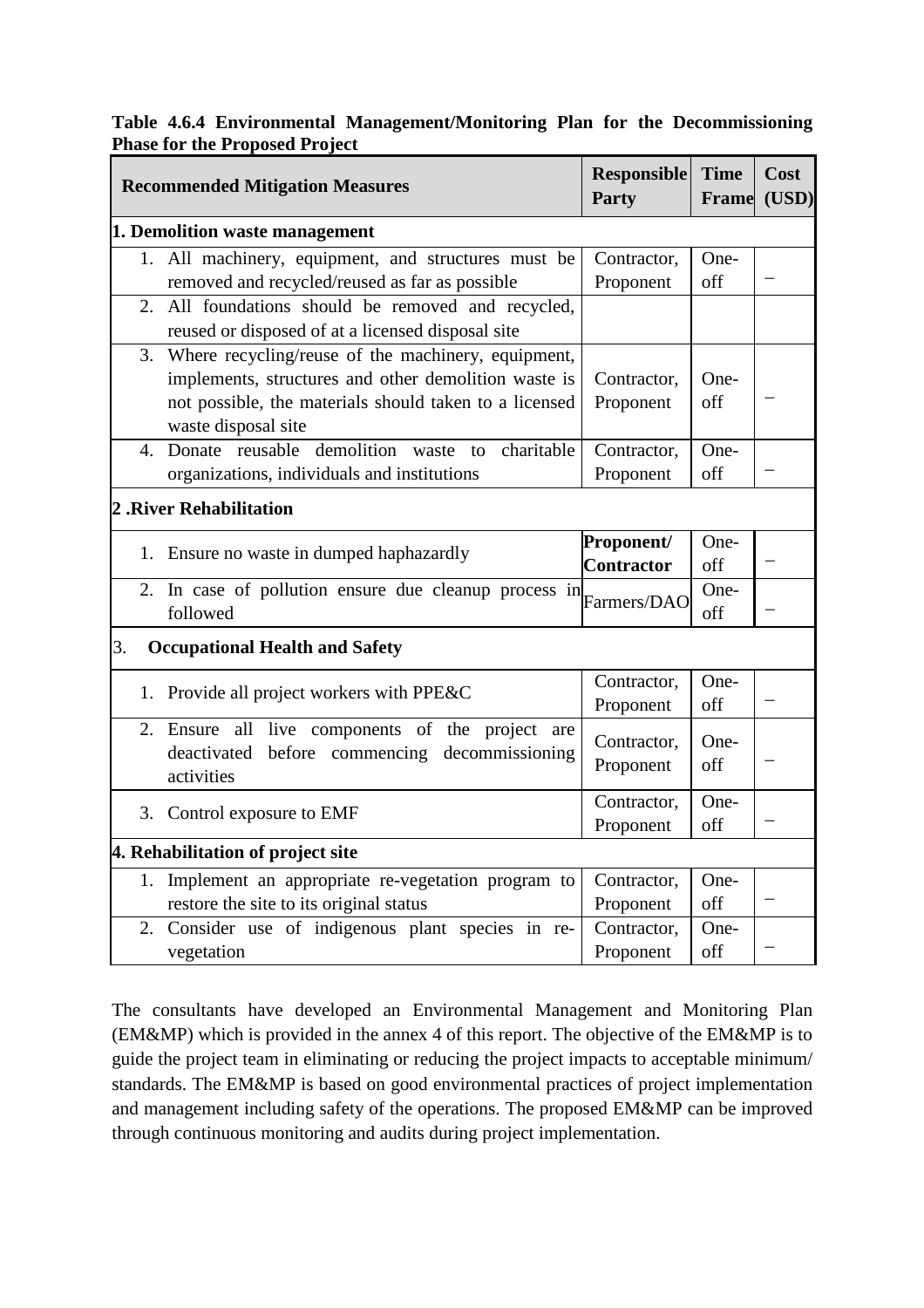**Table 4.6.4 Environmental Management/Monitoring Plan for the Decommissioning Phase for the Proposed Project**

| Recommended Mitigation Measures | Responsible Party | Time Frame | Cost (USD) |
|---|---|---|---|
| **1. Demolition waste management** | | | |
| 1. All machinery, equipment, and structures must be removed and recycled/reused as far as possible | Contractor, Proponent | One-off | – |
| 2. All foundations should be removed and recycled, reused or disposed of at a licensed disposal site | | | |
| 3. Where recycling/reuse of the machinery, equipment, implements, structures and other demolition waste is not possible, the materials should taken to a licensed waste disposal site | Contractor, Proponent | One-off | – |
| 4. Donate reusable demolition waste to charitable organizations, individuals and institutions | Contractor, Proponent | One-off | – |
| **2 .River Rehabilitation** | | | |
| 1. Ensure no waste in dumped haphazardly | **Proponent/ Contractor** | One-off | – |
| 2. In case of pollution ensure due cleanup process in followed | Farmers/DAO | One-off | – |
| 3. **Occupational Health and Safety** | | | |
| 1. Provide all project workers with PPE&C | Contractor, Proponent | One-off | – |
| 2. Ensure all live components of the project are deactivated before commencing decommissioning activities | Contractor, Proponent | One-off | – |
| 3. Control exposure to EMF | Contractor, Proponent | One-off | – |
| **4. Rehabilitation of project site** | | | |
| 1. Implement an appropriate re-vegetation program to restore the site to its original status | Contractor, Proponent | One-off | – |
| 2. Consider use of indigenous plant species in re-vegetation | Contractor, Proponent | One-off | – |

The consultants have developed an Environmental Management and Monitoring Plan (EM&MP) which is provided in the annex 4 of this report. The objective of the EM&MP is to guide the project team in eliminating or reducing the project impacts to acceptable minimum/ standards. The EM&MP is based on good environmental practices of project implementation and management including safety of the operations. The proposed EM&MP can be improved through continuous monitoring and audits during project implementation.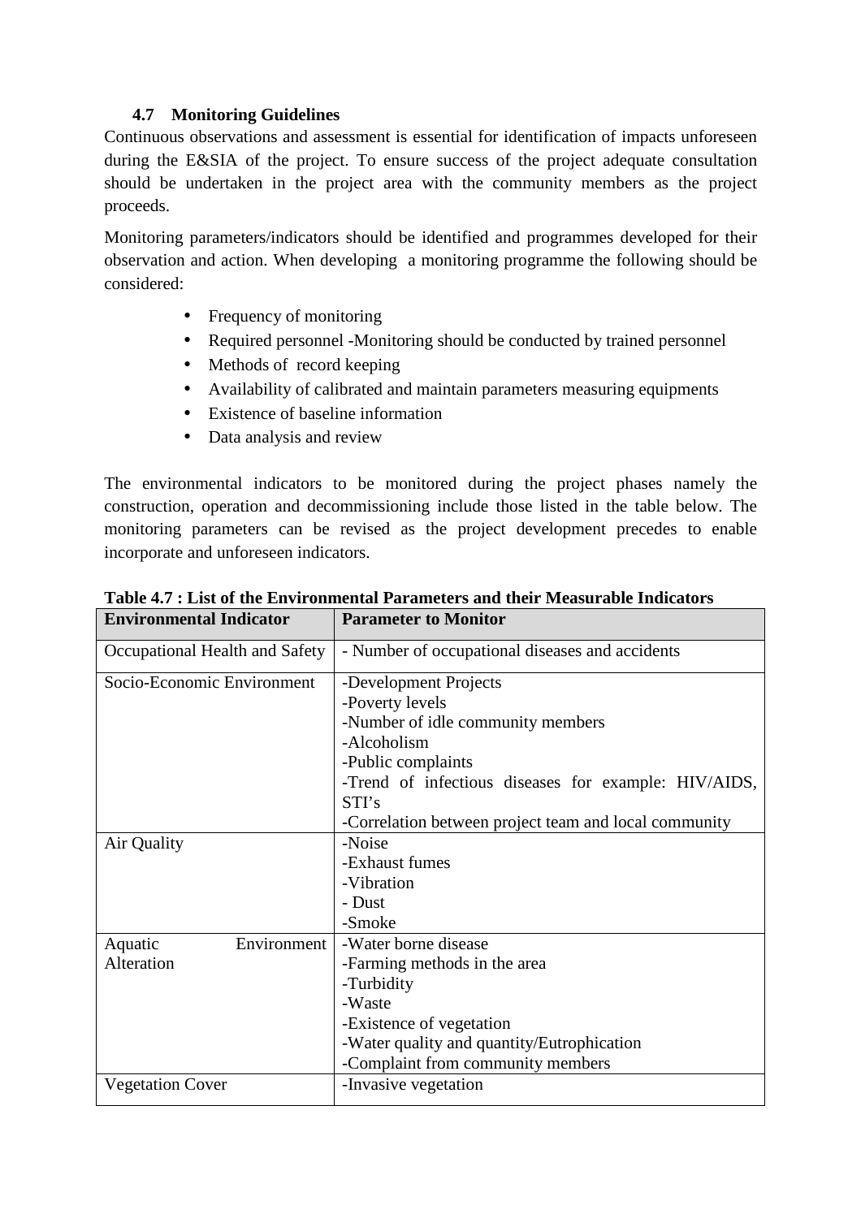### 4.7 Monitoring Guidelines

Continuous observations and assessment is essential for identification of impacts unforeseen during the E&SIA of the project. To ensure success of the project adequate consultation should be undertaken in the project area with the community members as the project proceeds.

Monitoring parameters/indicators should be identified and programmes developed for their observation and action. When developing a monitoring programme the following should be considered:

- Frequency of monitoring
- Required personnel -Monitoring should be conducted by trained personnel
- Methods of record keeping
- Availability of calibrated and maintain parameters measuring equipments
- Existence of baseline information
- Data analysis and review

The environmental indicators to be monitored during the project phases namely the construction, operation and decommissioning include those listed in the table below. The monitoring parameters can be revised as the project development precedes to enable incorporate and unforeseen indicators.

**Table 4.7 : List of the Environmental Parameters and their Measurable Indicators**

| Environmental Indicator | Parameter to Monitor |
|---|---|
| Occupational Health and Safety | - Number of occupational diseases and accidents |
| Socio-Economic Environment | -Development Projects<br>-Poverty levels<br>-Number of idle community members<br>-Alcoholism<br>-Public complaints<br>-Trend of infectious diseases for example: HIV/AIDS, STI's<br>-Correlation between project team and local community |
| Air Quality | -Noise<br>-Exhaust fumes<br>-Vibration<br>- Dust<br>-Smoke |
| Aquatic Environment Alteration | -Water borne disease<br>-Farming methods in the area<br>-Turbidity<br>-Waste<br>-Existence of vegetation<br>-Water quality and quantity/Eutrophication<br>-Complaint from community members |
| Vegetation Cover | -Invasive vegetation |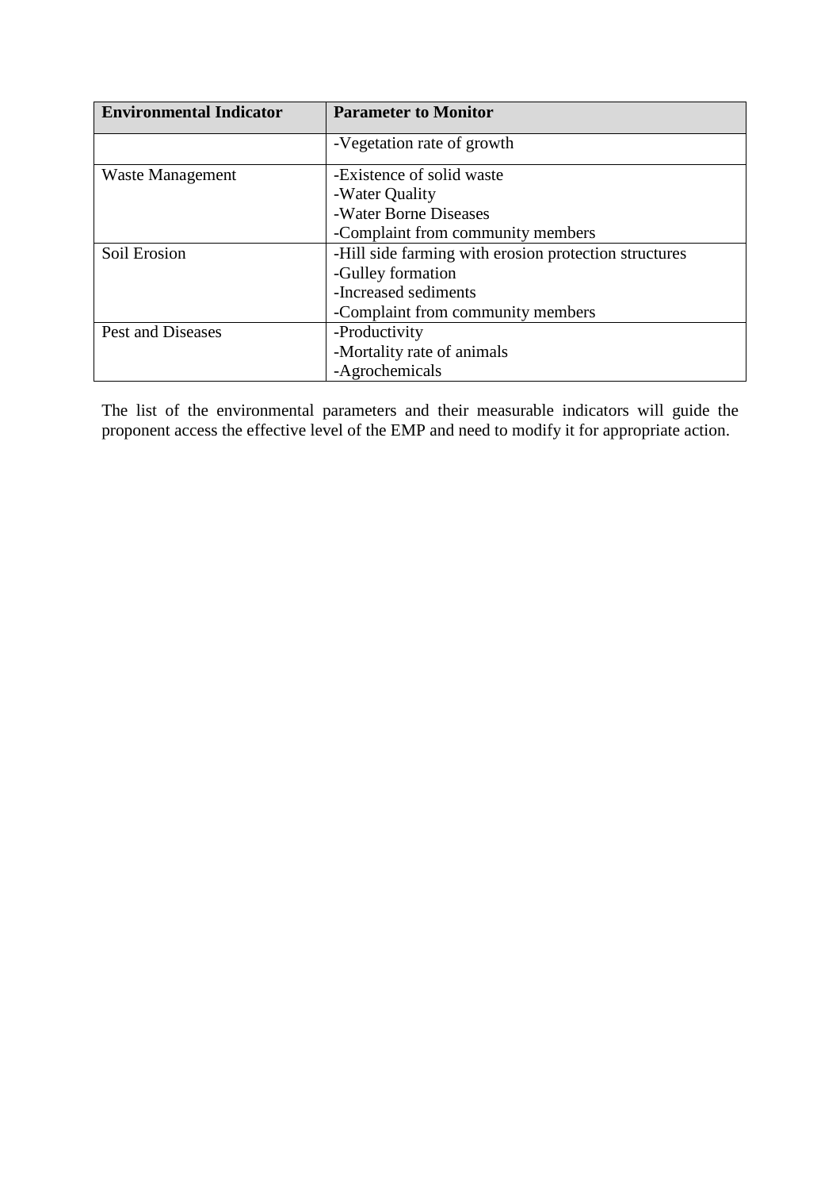| Environmental Indicator | Parameter to Monitor |
|---|---|
| | -Vegetation rate of growth |
| Waste Management | -Existence of solid waste<br>-Water Quality<br>-Water Borne Diseases<br>-Complaint from community members |
| Soil Erosion | -Hill side farming with erosion protection structures<br>-Gulley formation<br>-Increased sediments<br>-Complaint from community members |
| Pest and Diseases | -Productivity<br>-Mortality rate of animals<br>-Agrochemicals |

The list of the environmental parameters and their measurable indicators will guide the proponent access the effective level of the EMP and need to modify it for appropriate action.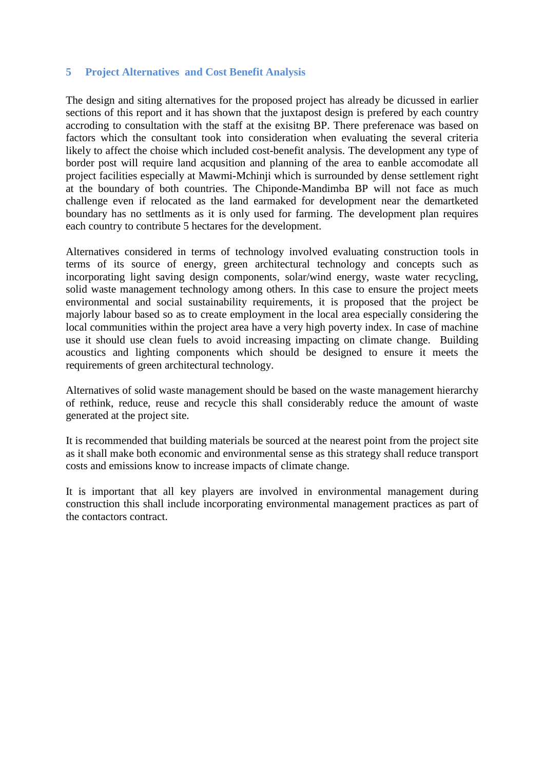## 5 Project Alternatives and Cost Benefit Analysis

The design and siting alternatives for the proposed project has already be dicussed in earlier sections of this report and it has shown that the juxtapost design is prefered by each country accroding to consultation with the staff at the exisitng BP. There preferenace was based on factors which the consultant took into consideration when evaluating the several criteria likely to affect the choise which included cost-benefit analysis. The development any type of border post will require land acqusition and planning of the area to eanble accomodate all project facilities especially at Mawmi-Mchinji which is surrounded by dense settlement right at the boundary of both countries. The Chiponde-Mandimba BP will not face as much challenge even if relocated as the land earmaked for development near the demartketed boundary has no settlments as it is only used for farming. The development plan requires each country to contribute 5 hectares for the development.

Alternatives considered in terms of technology involved evaluating construction tools in terms of its source of energy, green architectural technology and concepts such as incorporating light saving design components, solar/wind energy, waste water recycling, solid waste management technology among others. In this case to ensure the project meets environmental and social sustainability requirements, it is proposed that the project be majorly labour based so as to create employment in the local area especially considering the local communities within the project area have a very high poverty index. In case of machine use it should use clean fuels to avoid increasing impacting on climate change. Building acoustics and lighting components which should be designed to ensure it meets the requirements of green architectural technology.

Alternatives of solid waste management should be based on the waste management hierarchy of rethink, reduce, reuse and recycle this shall considerably reduce the amount of waste generated at the project site.

It is recommended that building materials be sourced at the nearest point from the project site as it shall make both economic and environmental sense as this strategy shall reduce transport costs and emissions know to increase impacts of climate change.

It is important that all key players are involved in environmental management during construction this shall include incorporating environmental management practices as part of the contactors contract.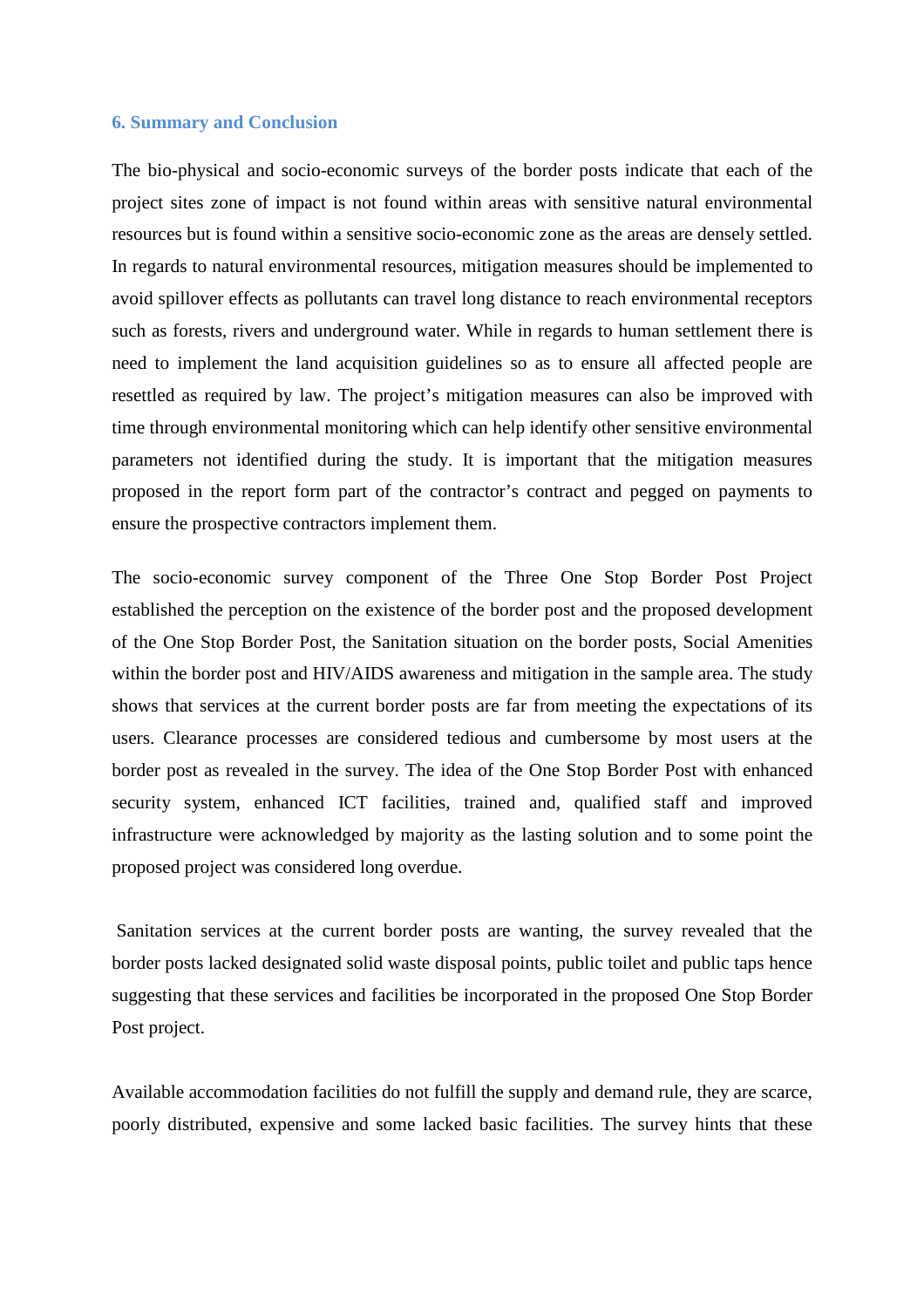## 6. Summary and Conclusion

The bio-physical and socio-economic surveys of the border posts indicate that each of the project sites zone of impact is not found within areas with sensitive natural environmental resources but is found within a sensitive socio-economic zone as the areas are densely settled. In regards to natural environmental resources, mitigation measures should be implemented to avoid spillover effects as pollutants can travel long distance to reach environmental receptors such as forests, rivers and underground water. While in regards to human settlement there is need to implement the land acquisition guidelines so as to ensure all affected people are resettled as required by law. The project's mitigation measures can also be improved with time through environmental monitoring which can help identify other sensitive environmental parameters not identified during the study. It is important that the mitigation measures proposed in the report form part of the contractor's contract and pegged on payments to ensure the prospective contractors implement them.

The socio-economic survey component of the Three One Stop Border Post Project established the perception on the existence of the border post and the proposed development of the One Stop Border Post, the Sanitation situation on the border posts, Social Amenities within the border post and HIV/AIDS awareness and mitigation in the sample area. The study shows that services at the current border posts are far from meeting the expectations of its users. Clearance processes are considered tedious and cumbersome by most users at the border post as revealed in the survey. The idea of the One Stop Border Post with enhanced security system, enhanced ICT facilities, trained and, qualified staff and improved infrastructure were acknowledged by majority as the lasting solution and to some point the proposed project was considered long overdue.

Sanitation services at the current border posts are wanting, the survey revealed that the border posts lacked designated solid waste disposal points, public toilet and public taps hence suggesting that these services and facilities be incorporated in the proposed One Stop Border Post project.

Available accommodation facilities do not fulfill the supply and demand rule, they are scarce, poorly distributed, expensive and some lacked basic facilities. The survey hints that these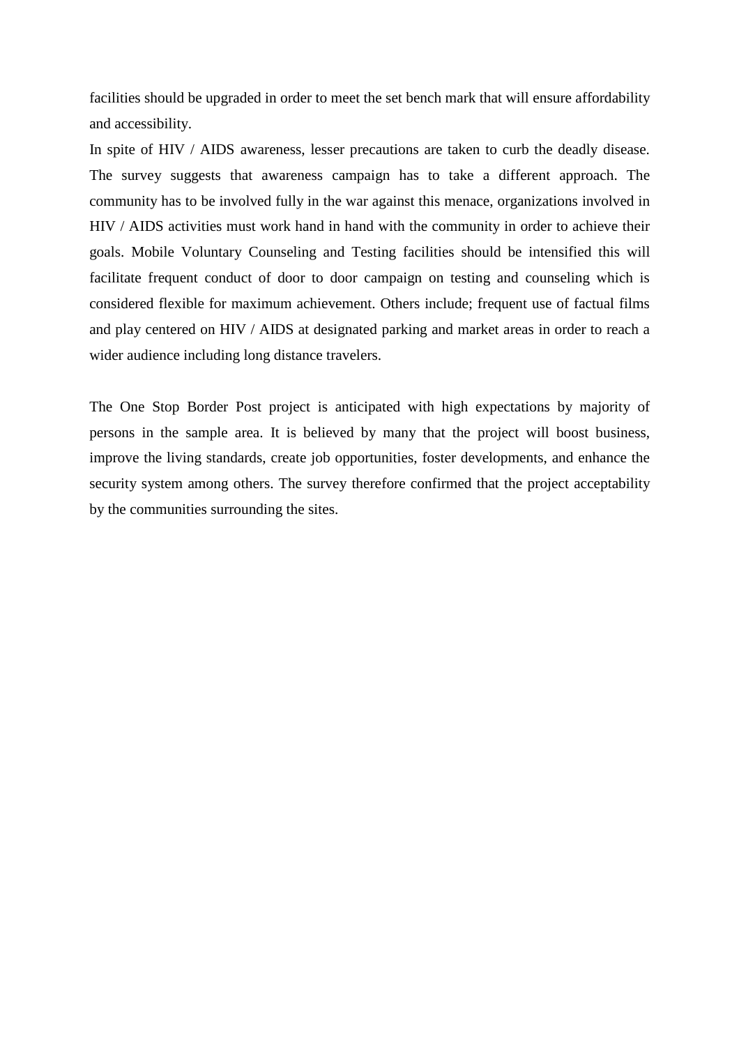facilities should be upgraded in order to meet the set bench mark that will ensure affordability and accessibility.

In spite of HIV / AIDS awareness, lesser precautions are taken to curb the deadly disease. The survey suggests that awareness campaign has to take a different approach. The community has to be involved fully in the war against this menace, organizations involved in HIV / AIDS activities must work hand in hand with the community in order to achieve their goals. Mobile Voluntary Counseling and Testing facilities should be intensified this will facilitate frequent conduct of door to door campaign on testing and counseling which is considered flexible for maximum achievement. Others include; frequent use of factual films and play centered on HIV / AIDS at designated parking and market areas in order to reach a wider audience including long distance travelers.

The One Stop Border Post project is anticipated with high expectations by majority of persons in the sample area. It is believed by many that the project will boost business, improve the living standards, create job opportunities, foster developments, and enhance the security system among others. The survey therefore confirmed that the project acceptability by the communities surrounding the sites.